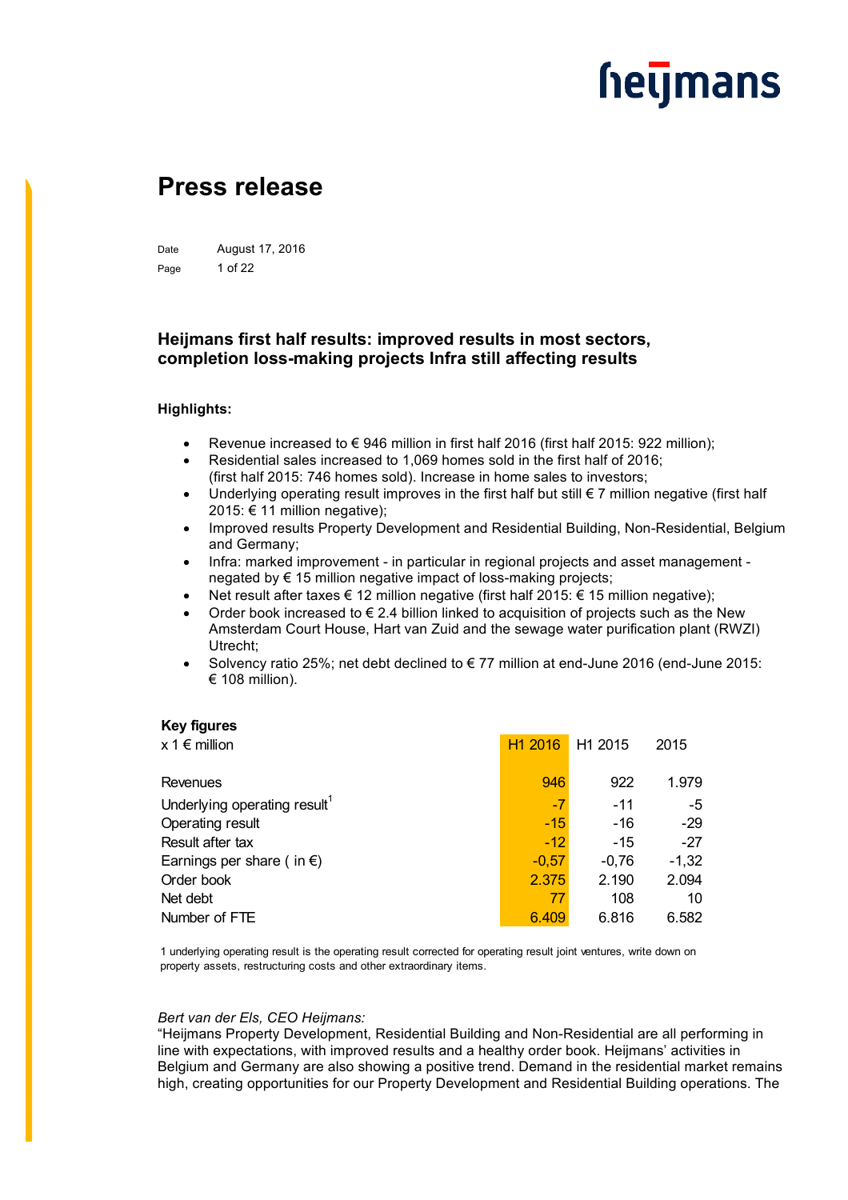# Press release

Date August 17, 2016

## Heijmans first half results: improved results in most sectors, completion loss-making projects Infra still affecting results

**Highlights:**

- Revenue increased to € 946 million in first half 2016 (first half 2015: 922 million);
- Residential sales increased to 1,069 homes sold in the first half of 2016; (first half 2015: 746 homes sold). Increase in home sales to investors;
- Underlying operating result improves in the first half but still € 7 million negative (first half 2015: € 11 million negative);
- Improved results Property Development and Residential Building, Non-Residential, Belgium and Germany;
- Infra: marked improvement - in particular in regional projects and asset management - negated by € 15 million negative impact of loss-making projects;
- Net result after taxes € 12 million negative (first half 2015: € 15 million negative);
- Order book increased to € 2.4 billion linked to acquisition of projects such as the New Amsterdam Court House, Hart van Zuid and the sewage water purification plant (RWZI) Utrecht;
- Solvency ratio 25%; net debt declined to € 77 million at end-June 2016 (end-June 2015: € 108 million).

**Key figures**

| x 1 € million | H1 2016 | H1 2015 | 2015 |
|---|---|---|---|
| Revenues | 946 | 922 | 1.979 |
| Underlying operating result[1] | -7 | -11 | -5 |
| Operating result | -15 | -16 | -29 |
| Result after tax | -12 | -15 | -27 |
| Earnings per share ( in €) | -0,57 | -0,76 | -1,32 |
| Order book | 2.375 | 2.190 | 2.094 |
| Net debt | 77 | 108 | 10 |
| Number of FTE | 6.409 | 6.816 | 6.582 |

1 underlying operating result is the operating result corrected for operating result joint ventures, write down on property assets, restructuring costs and other extraordinary items.

*Bert van der Els, CEO Heijmans:*

"Heijmans Property Development, Residential Building and Non-Residential are all performing in line with expectations, with improved results and a healthy order book. Heijmans' activities in Belgium and Germany are also showing a positive trend. Demand in the residential market remains high, creating opportunities for our Property Development and Residential Building operations. The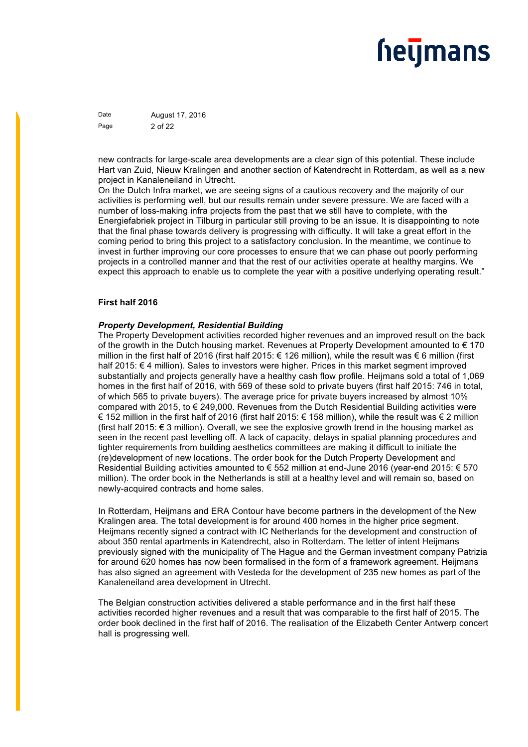new contracts for large-scale area developments are a clear sign of this potential. These include Hart van Zuid, Nieuw Kralingen and another section of Katendrecht in Rotterdam, as well as a new project in Kanaleneiland in Utrecht.
On the Dutch Infra market, we are seeing signs of a cautious recovery and the majority of our activities is performing well, but our results remain under severe pressure. We are faced with a number of loss-making infra projects from the past that we still have to complete, with the Energiefabriek project in Tilburg in particular still proving to be an issue. It is disappointing to note that the final phase towards delivery is progressing with difficulty. It will take a great effort in the coming period to bring this project to a satisfactory conclusion. In the meantime, we continue to invest in further improving our core processes to ensure that we can phase out poorly performing projects in a controlled manner and that the rest of our activities operate at healthy margins. We expect this approach to enable us to complete the year with a positive underlying operating result."

**First half 2016**

***Property Development, Residential Building***
The Property Development activities recorded higher revenues and an improved result on the back of the growth in the Dutch housing market. Revenues at Property Development amounted to € 170 million in the first half of 2016 (first half 2015: € 126 million), while the result was € 6 million (first half 2015: € 4 million). Sales to investors were higher. Prices in this market segment improved substantially and projects generally have a healthy cash flow profile. Heijmans sold a total of 1,069 homes in the first half of 2016, with 569 of these sold to private buyers (first half 2015: 746 in total, of which 565 to private buyers). The average price for private buyers increased by almost 10% compared with 2015, to € 249,000. Revenues from the Dutch Residential Building activities were € 152 million in the first half of 2016 (first half 2015: € 158 million), while the result was € 2 million (first half 2015: € 3 million). Overall, we see the explosive growth trend in the housing market as seen in the recent past levelling off. A lack of capacity, delays in spatial planning procedures and tighter requirements from building aesthetics committees are making it difficult to initiate the (re)development of new locations. The order book for the Dutch Property Development and Residential Building activities amounted to € 552 million at end-June 2016 (year-end 2015: € 570 million). The order book in the Netherlands is still at a healthy level and will remain so, based on newly-acquired contracts and home sales.

In Rotterdam, Heijmans and ERA Contour have become partners in the development of the New Kralingen area. The total development is for around 400 homes in the higher price segment. Heijmans recently signed a contract with IC Netherlands for the development and construction of about 350 rental apartments in Katendrecht, also in Rotterdam. The letter of intent Heijmans previously signed with the municipality of The Hague and the German investment company Patrizia for around 620 homes has now been formalised in the form of a framework agreement. Heijmans has also signed an agreement with Vesteda for the development of 235 new homes as part of the Kanaleneiland area development in Utrecht.

The Belgian construction activities delivered a stable performance and in the first half these activities recorded higher revenues and a result that was comparable to the first half of 2015. The order book declined in the first half of 2016. The realisation of the Elizabeth Center Antwerp concert hall is progressing well.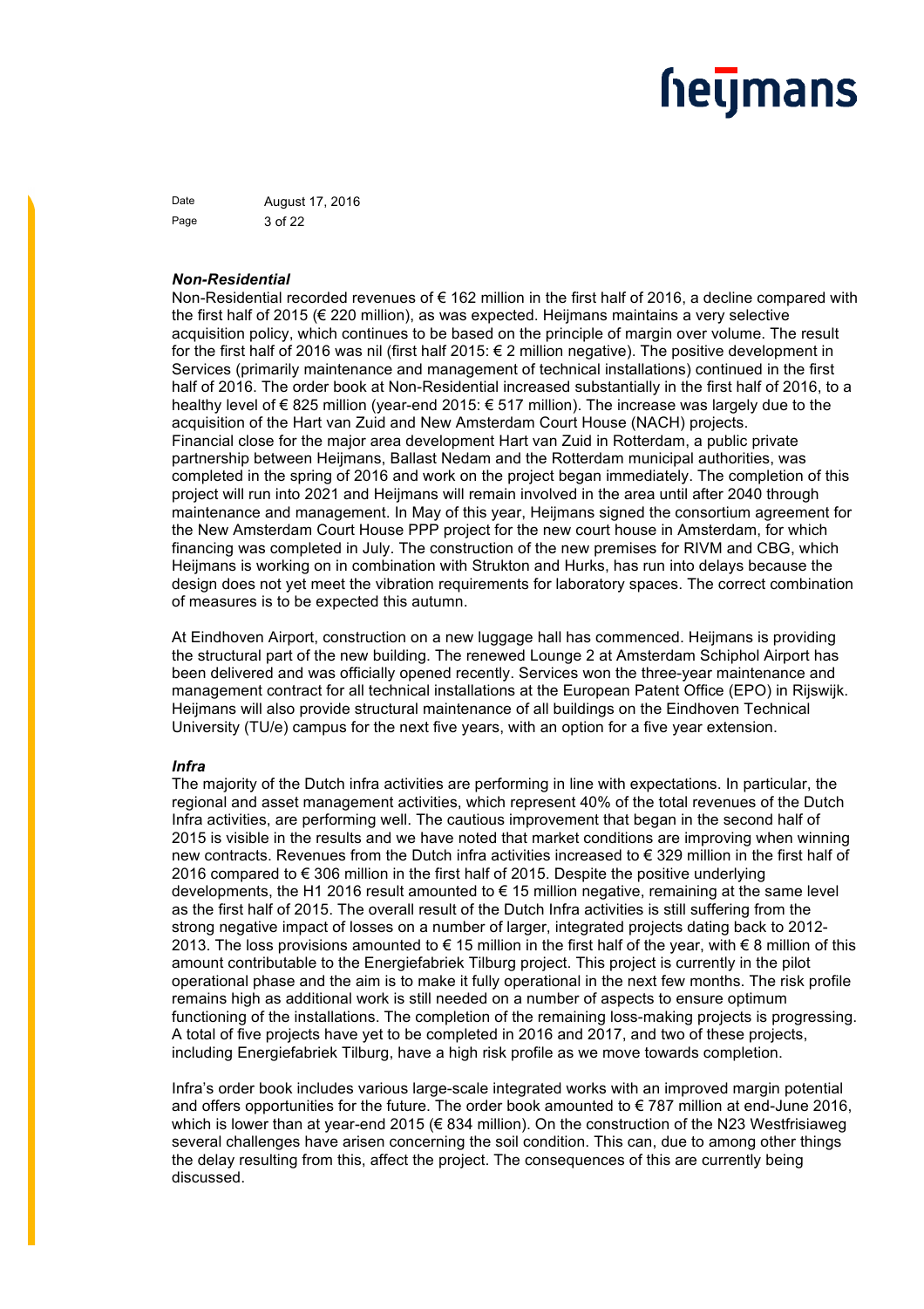### *Non-Residential*

Non-Residential recorded revenues of € 162 million in the first half of 2016, a decline compared with the first half of 2015 (€ 220 million), as was expected. Heijmans maintains a very selective acquisition policy, which continues to be based on the principle of margin over volume. The result for the first half of 2016 was nil (first half 2015: € 2 million negative). The positive development in Services (primarily maintenance and management of technical installations) continued in the first half of 2016. The order book at Non-Residential increased substantially in the first half of 2016, to a healthy level of € 825 million (year-end 2015: € 517 million). The increase was largely due to the acquisition of the Hart van Zuid and New Amsterdam Court House (NACH) projects.
Financial close for the major area development Hart van Zuid in Rotterdam, a public private partnership between Heijmans, Ballast Nedam and the Rotterdam municipal authorities, was completed in the spring of 2016 and work on the project began immediately. The completion of this project will run into 2021 and Heijmans will remain involved in the area until after 2040 through maintenance and management. In May of this year, Heijmans signed the consortium agreement for the New Amsterdam Court House PPP project for the new court house in Amsterdam, for which financing was completed in July. The construction of the new premises for RIVM and CBG, which Heijmans is working on in combination with Strukton and Hurks, has run into delays because the design does not yet meet the vibration requirements for laboratory spaces. The correct combination of measures is to be expected this autumn.

At Eindhoven Airport, construction on a new luggage hall has commenced. Heijmans is providing the structural part of the new building. The renewed Lounge 2 at Amsterdam Schiphol Airport has been delivered and was officially opened recently. Services won the three-year maintenance and management contract for all technical installations at the European Patent Office (EPO) in Rijswijk. Heijmans will also provide structural maintenance of all buildings on the Eindhoven Technical University (TU/e) campus for the next five years, with an option for a five year extension.

### *Infra*

The majority of the Dutch infra activities are performing in line with expectations. In particular, the regional and asset management activities, which represent 40% of the total revenues of the Dutch Infra activities, are performing well. The cautious improvement that began in the second half of 2015 is visible in the results and we have noted that market conditions are improving when winning new contracts. Revenues from the Dutch infra activities increased to € 329 million in the first half of 2016 compared to € 306 million in the first half of 2015. Despite the positive underlying developments, the H1 2016 result amounted to € 15 million negative, remaining at the same level as the first half of 2015. The overall result of the Dutch Infra activities is still suffering from the strong negative impact of losses on a number of larger, integrated projects dating back to 2012-2013. The loss provisions amounted to € 15 million in the first half of the year, with € 8 million of this amount contributable to the Energiefabriek Tilburg project. This project is currently in the pilot operational phase and the aim is to make it fully operational in the next few months. The risk profile remains high as additional work is still needed on a number of aspects to ensure optimum functioning of the installations. The completion of the remaining loss-making projects is progressing. A total of five projects have yet to be completed in 2016 and 2017, and two of these projects, including Energiefabriek Tilburg, have a high risk profile as we move towards completion.

Infra's order book includes various large-scale integrated works with an improved margin potential and offers opportunities for the future. The order book amounted to € 787 million at end-June 2016, which is lower than at year-end 2015 (€ 834 million). On the construction of the N23 Westfrisiaweg several challenges have arisen concerning the soil condition. This can, due to among other things the delay resulting from this, affect the project. The consequences of this are currently being discussed.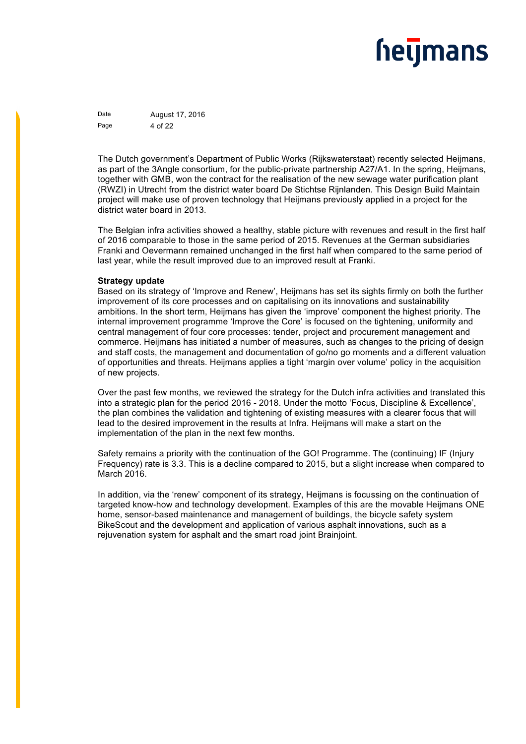The Dutch government's Department of Public Works (Rijkswaterstaat) recently selected Heijmans, as part of the 3Angle consortium, for the public-private partnership A27/A1. In the spring, Heijmans, together with GMB, won the contract for the realisation of the new sewage water purification plant (RWZI) in Utrecht from the district water board De Stichtse Rijnlanden. This Design Build Maintain project will make use of proven technology that Heijmans previously applied in a project for the district water board in 2013.

The Belgian infra activities showed a healthy, stable picture with revenues and result in the first half of 2016 comparable to those in the same period of 2015. Revenues at the German subsidiaries Franki and Oevermann remained unchanged in the first half when compared to the same period of last year, while the result improved due to an improved result at Franki.

**Strategy update**

Based on its strategy of 'Improve and Renew', Heijmans has set its sights firmly on both the further improvement of its core processes and on capitalising on its innovations and sustainability ambitions. In the short term, Heijmans has given the 'improve' component the highest priority. The internal improvement programme 'Improve the Core' is focused on the tightening, uniformity and central management of four core processes: tender, project and procurement management and commerce. Heijmans has initiated a number of measures, such as changes to the pricing of design and staff costs, the management and documentation of go/no go moments and a different valuation of opportunities and threats. Heijmans applies a tight 'margin over volume' policy in the acquisition of new projects.

Over the past few months, we reviewed the strategy for the Dutch infra activities and translated this into a strategic plan for the period 2016 - 2018. Under the motto 'Focus, Discipline & Excellence', the plan combines the validation and tightening of existing measures with a clearer focus that will lead to the desired improvement in the results at Infra. Heijmans will make a start on the implementation of the plan in the next few months.

Safety remains a priority with the continuation of the GO! Programme. The (continuing) IF (Injury Frequency) rate is 3.3. This is a decline compared to 2015, but a slight increase when compared to March 2016.

In addition, via the 'renew' component of its strategy, Heijmans is focussing on the continuation of targeted know-how and technology development. Examples of this are the movable Heijmans ONE home, sensor-based maintenance and management of buildings, the bicycle safety system BikeScout and the development and application of various asphalt innovations, such as a rejuvenation system for asphalt and the smart road joint Brainjoint.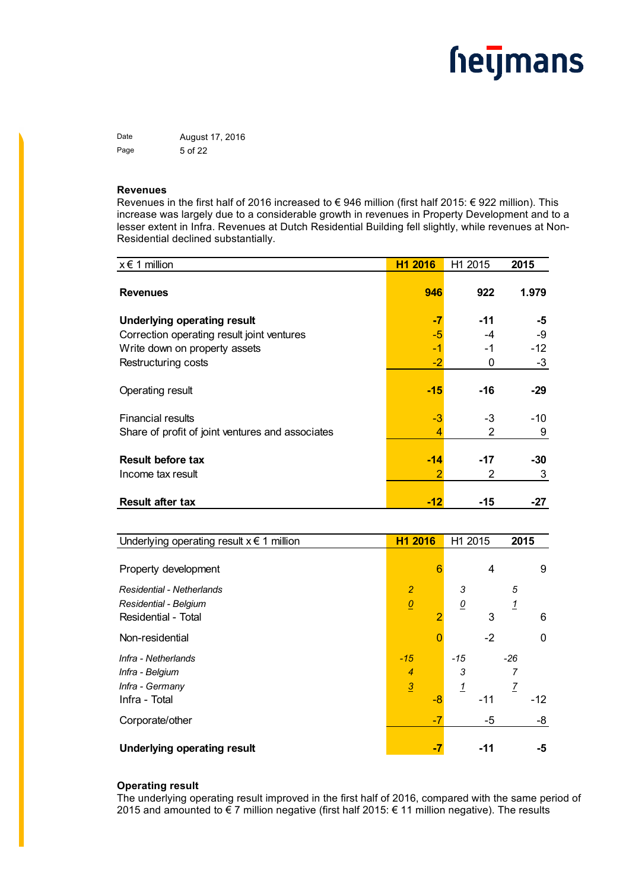### Revenues

Revenues in the first half of 2016 increased to € 946 million (first half 2015: € 922 million). This increase was largely due to a considerable growth in revenues in Property Development and to a lesser extent in Infra. Revenues at Dutch Residential Building fell slightly, while revenues at Non-Residential declined substantially.

| x € 1 million | H1 2016 | H1 2015 | 2015 |
|---|---|---|---|
| **Revenues** | **946** | **922** | **1.979** |
| **Underlying operating result** | **-7** | **-11** | **-5** |
| Correction operating result joint ventures | -5 | -4 | -9 |
| Write down on property assets | -1 | -1 | -12 |
| Restructuring costs | -2 | 0 | -3 |
| Operating result | **-15** | **-16** | **-29** |
| Financial results | -3 | -3 | -10 |
| Share of profit of joint ventures and associates | 4 | 2 | 9 |
| **Result before tax** | **-14** | **-17** | **-30** |
| Income tax result | 2 | 2 | 3 |
| **Result after tax** | **-12** | **-15** | **-27** |

| Underlying operating result x € 1 million | H1 2016 | | H1 2015 | | 2015 | |
|---|---|---|---|---|---|---|
| Property development | | 6 | | 4 | | 9 |
| *Residential - Netherlands* | *2* | | *3* | | *5* | |
| *Residential - Belgium* | *0* | | *0* | | *1* | |
| Residential - Total | | 2 | | 3 | | 6 |
| Non-residential | | 0 | | -2 | | 0 |
| *Infra - Netherlands* | *-15* | | *-15* | | *-26* | |
| *Infra - Belgium* | *4* | | *3* | | *7* | |
| *Infra - Germany* | *3* | | *1* | | *7* | |
| Infra - Total | | -8 | | -11 | | -12 |
| Corporate/other | | -7 | | -5 | | -8 |
| **Underlying operating result** | | **-7** | | **-11** | | **-5** |

### Operating result

The underlying operating result improved in the first half of 2016, compared with the same period of 2015 and amounted to € 7 million negative (first half 2015: € 11 million negative). The results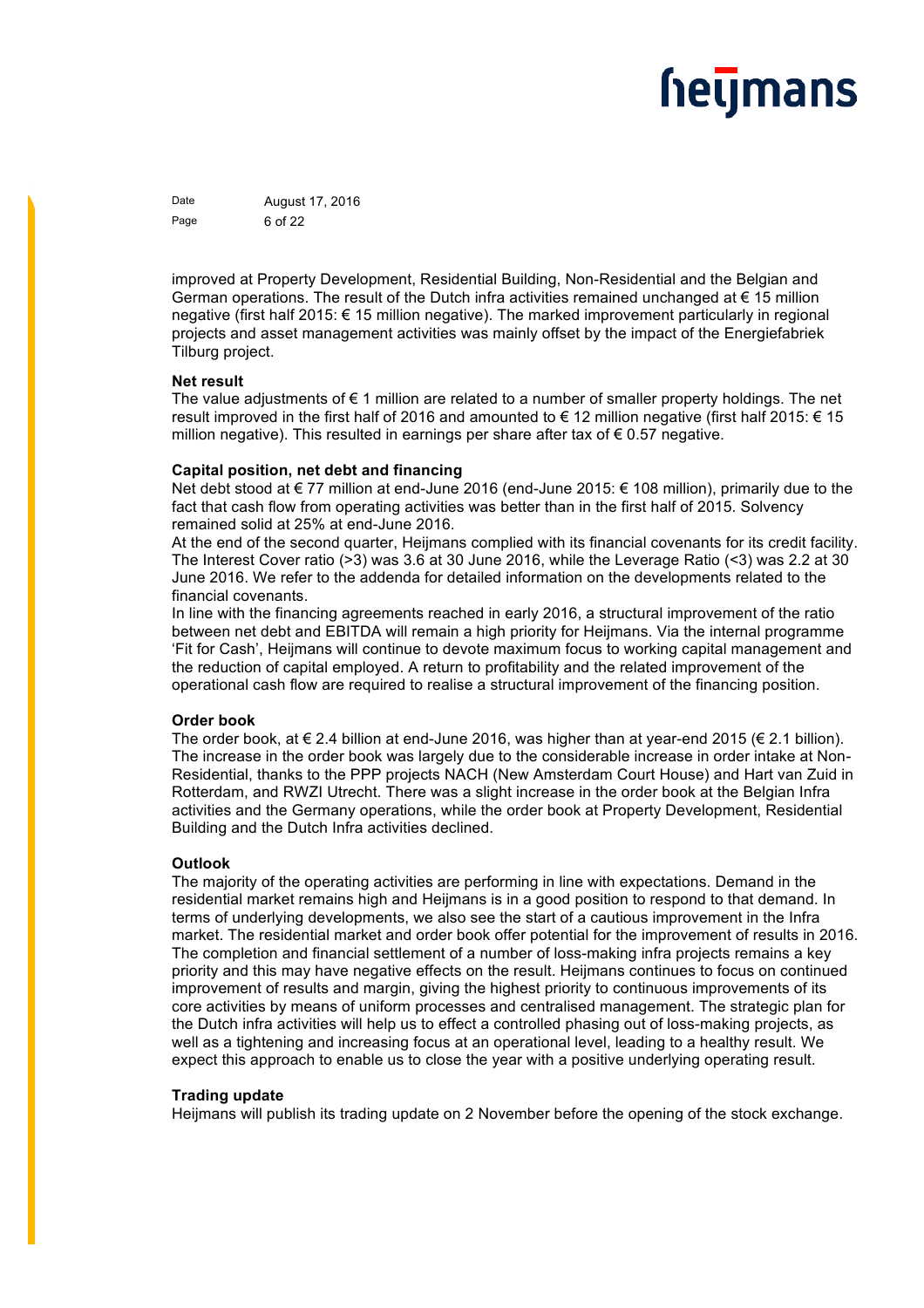improved at Property Development, Residential Building, Non-Residential and the Belgian and German operations. The result of the Dutch infra activities remained unchanged at € 15 million negative (first half 2015: € 15 million negative). The marked improvement particularly in regional projects and asset management activities was mainly offset by the impact of the Energiefabriek Tilburg project.

**Net result**

The value adjustments of € 1 million are related to a number of smaller property holdings. The net result improved in the first half of 2016 and amounted to € 12 million negative (first half 2015: € 15 million negative). This resulted in earnings per share after tax of € 0.57 negative.

**Capital position, net debt and financing**

Net debt stood at € 77 million at end-June 2016 (end-June 2015: € 108 million), primarily due to the fact that cash flow from operating activities was better than in the first half of 2015. Solvency remained solid at 25% at end-June 2016.

At the end of the second quarter, Heijmans complied with its financial covenants for its credit facility. The Interest Cover ratio (>3) was 3.6 at 30 June 2016, while the Leverage Ratio (<3) was 2.2 at 30 June 2016. We refer to the addenda for detailed information on the developments related to the financial covenants.

In line with the financing agreements reached in early 2016, a structural improvement of the ratio between net debt and EBITDA will remain a high priority for Heijmans. Via the internal programme 'Fit for Cash', Heijmans will continue to devote maximum focus to working capital management and the reduction of capital employed. A return to profitability and the related improvement of the operational cash flow are required to realise a structural improvement of the financing position.

**Order book**

The order book, at € 2.4 billion at end-June 2016, was higher than at year-end 2015 (€ 2.1 billion). The increase in the order book was largely due to the considerable increase in order intake at Non-Residential, thanks to the PPP projects NACH (New Amsterdam Court House) and Hart van Zuid in Rotterdam, and RWZI Utrecht. There was a slight increase in the order book at the Belgian Infra activities and the Germany operations, while the order book at Property Development, Residential Building and the Dutch Infra activities declined.

**Outlook**

The majority of the operating activities are performing in line with expectations. Demand in the residential market remains high and Heijmans is in a good position to respond to that demand. In terms of underlying developments, we also see the start of a cautious improvement in the Infra market. The residential market and order book offer potential for the improvement of results in 2016. The completion and financial settlement of a number of loss-making infra projects remains a key priority and this may have negative effects on the result. Heijmans continues to focus on continued improvement of results and margin, giving the highest priority to continuous improvements of its core activities by means of uniform processes and centralised management. The strategic plan for the Dutch infra activities will help us to effect a controlled phasing out of loss-making projects, as well as a tightening and increasing focus at an operational level, leading to a healthy result. We expect this approach to enable us to close the year with a positive underlying operating result.

**Trading update**

Heijmans will publish its trading update on 2 November before the opening of the stock exchange.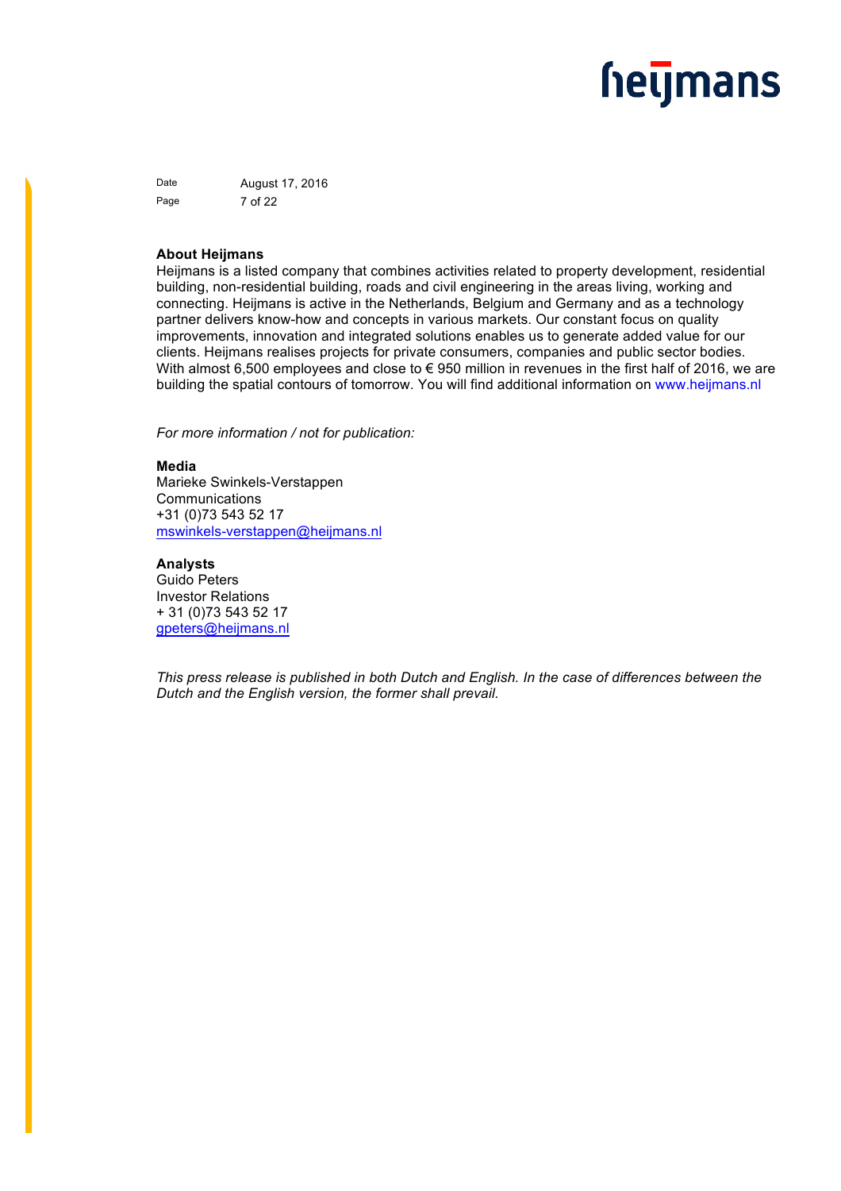## About Heijmans

Heijmans is a listed company that combines activities related to property development, residential building, non-residential building, roads and civil engineering in the areas living, working and connecting. Heijmans is active in the Netherlands, Belgium and Germany and as a technology partner delivers know-how and concepts in various markets. Our constant focus on quality improvements, innovation and integrated solutions enables us to generate added value for our clients. Heijmans realises projects for private consumers, companies and public sector bodies. With almost 6,500 employees and close to € 950 million in revenues in the first half of 2016, we are building the spatial contours of tomorrow. You will find additional information on www.heijmans.nl

*For more information / not for publication:*

**Media**
Marieke Swinkels-Verstappen
Communications
+31 (0)73 543 52 17
mswinkels-verstappen@heijmans.nl

**Analysts**
Guido Peters
Investor Relations
+ 31 (0)73 543 52 17
gpeters@heijmans.nl

*This press release is published in both Dutch and English. In the case of differences between the Dutch and the English version, the former shall prevail.*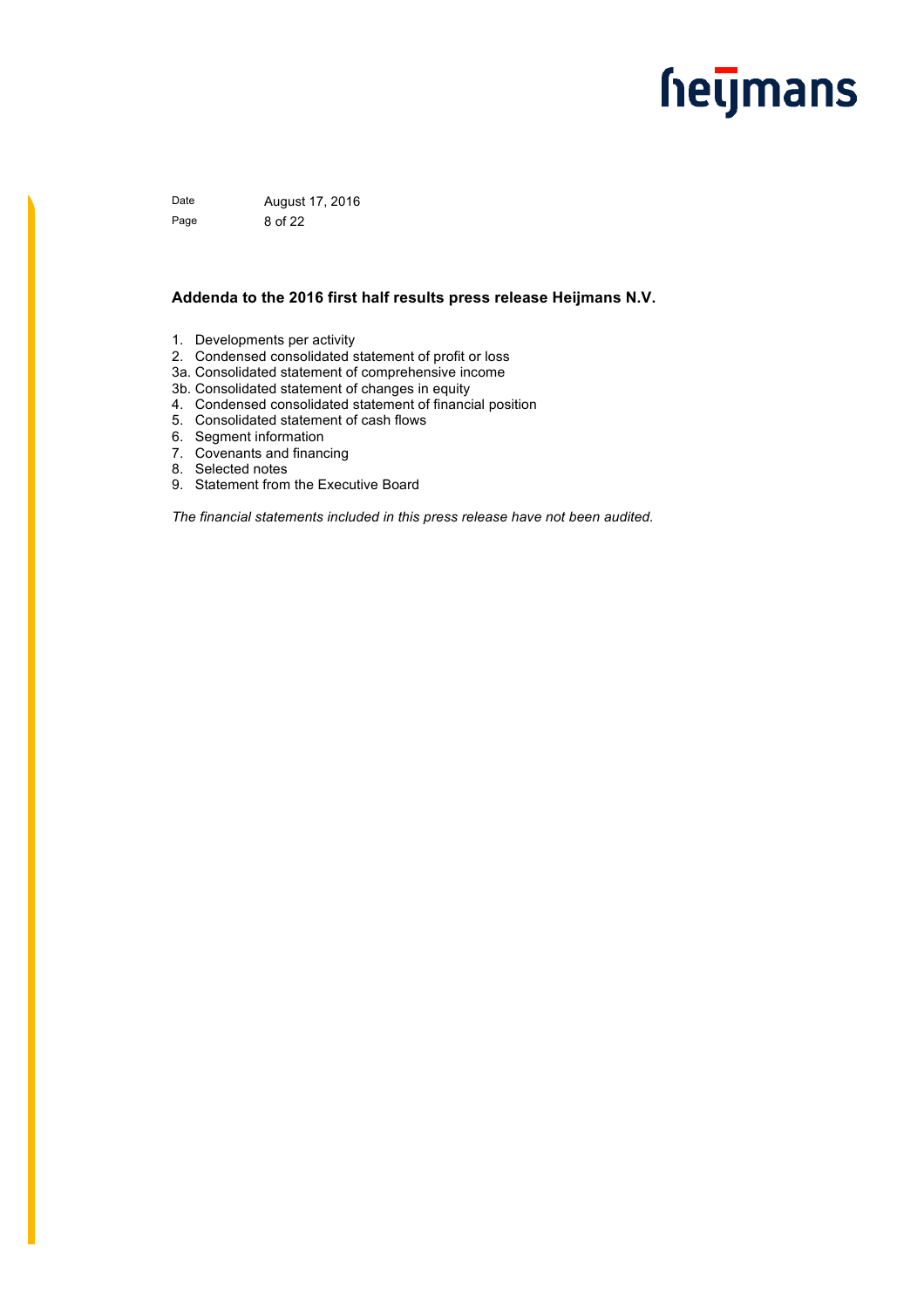Date August 17, 2016

## Addenda to the 2016 first half results press release Heijmans N.V.

1. Developments per activity
2. Condensed consolidated statement of profit or loss

3a. Consolidated statement of comprehensive income

3b. Consolidated statement of changes in equity

4. Condensed consolidated statement of financial position
5. Consolidated statement of cash flows
6. Segment information
7. Covenants and financing
8. Selected notes
9. Statement from the Executive Board

*The financial statements included in this press release have not been audited.*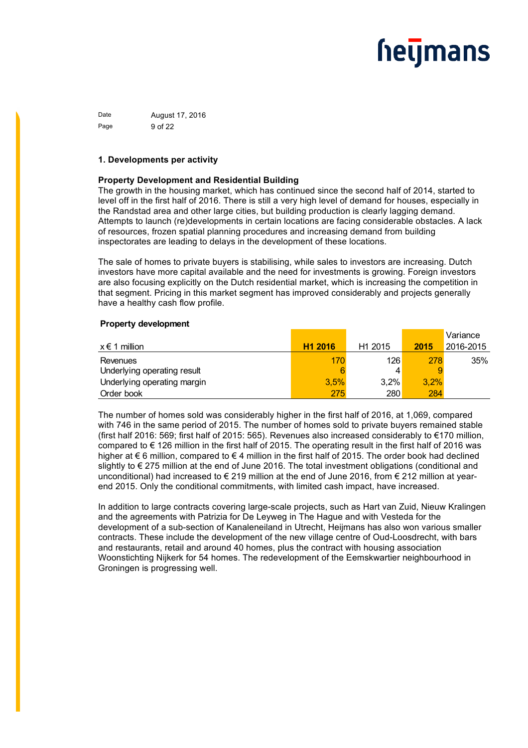Date August 17, 2016

## 1. Developments per activity

### Property Development and Residential Building

The growth in the housing market, which has continued since the second half of 2014, started to level off in the first half of 2016. There is still a very high level of demand for houses, especially in the Randstad area and other large cities, but building production is clearly lagging demand. Attempts to launch (re)developments in certain locations are facing considerable obstacles. A lack of resources, frozen spatial planning procedures and increasing demand from building inspectorates are leading to delays in the development of these locations.

The sale of homes to private buyers is stabilising, while sales to investors are increasing. Dutch investors have more capital available and the need for investments is growing. Foreign investors are also focusing explicitly on the Dutch residential market, which is increasing the competition in that segment. Pricing in this market segment has improved considerably and projects generally have a healthy cash flow profile.

**Property development**

| x € 1 million | H1 2016 | H1 2015 | 2015 | Variance 2016-2015 |
|---|---|---|---|---|
| Revenues | 170 | 126 | 278 | 35% |
| Underlying operating result | 6 | 4 | 9 | |
| Underlying operating margin | 3,5% | 3,2% | 3,2% | |
| Order book | 275 | 280 | 284 | |

The number of homes sold was considerably higher in the first half of 2016, at 1,069, compared with 746 in the same period of 2015. The number of homes sold to private buyers remained stable (first half 2016: 569; first half of 2015: 565). Revenues also increased considerably to €170 million, compared to € 126 million in the first half of 2015. The operating result in the first half of 2016 was higher at € 6 million, compared to € 4 million in the first half of 2015. The order book had declined slightly to € 275 million at the end of June 2016. The total investment obligations (conditional and unconditional) had increased to € 219 million at the end of June 2016, from € 212 million at year-end 2015. Only the conditional commitments, with limited cash impact, have increased.

In addition to large contracts covering large-scale projects, such as Hart van Zuid, Nieuw Kralingen and the agreements with Patrizia for De Leyweg in The Hague and with Vesteda for the development of a sub-section of Kanaleneiland in Utrecht, Heijmans has also won various smaller contracts. These include the development of the new village centre of Oud-Loosdrecht, with bars and restaurants, retail and around 40 homes, plus the contract with housing association Woonstichting Nijkerk for 54 homes. The redevelopment of the Eemskwartier neighbourhood in Groningen is progressing well.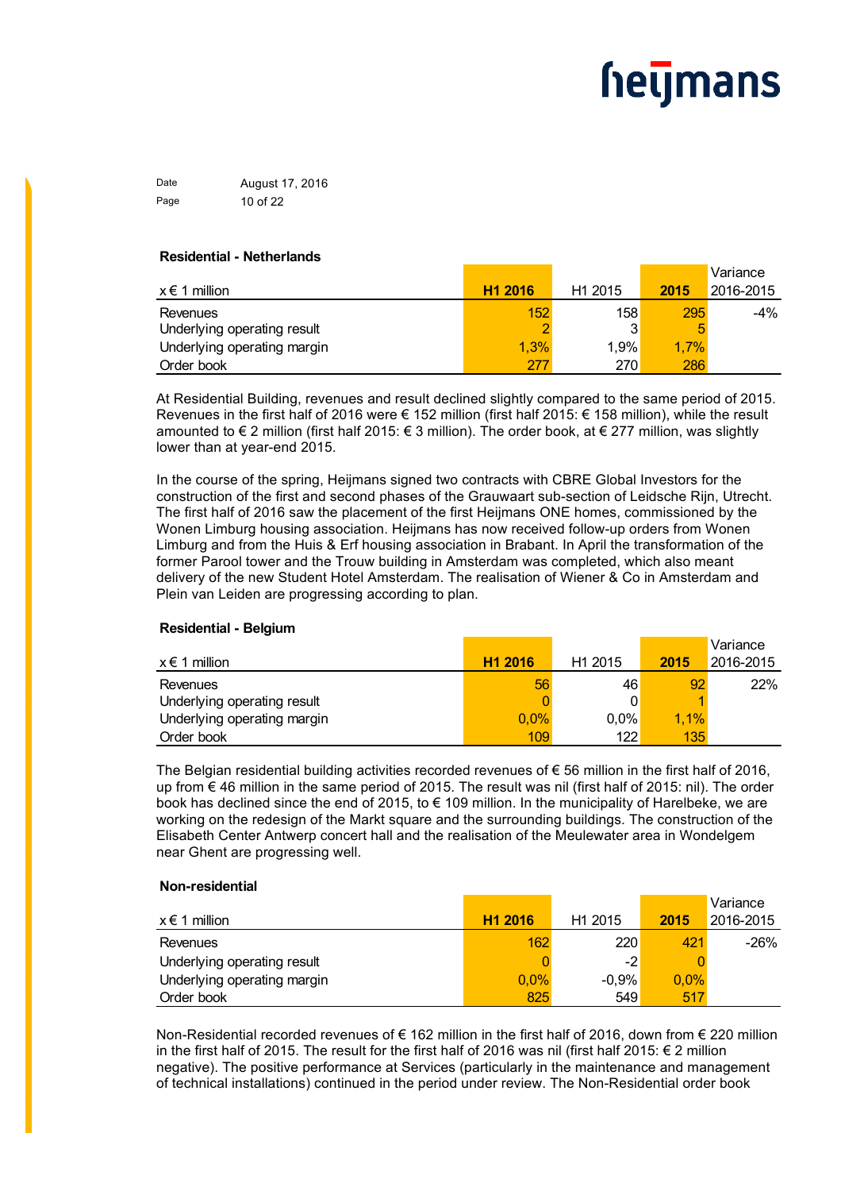**Residential - Netherlands**

| x € 1 million | H1 2016 | H1 2015 | 2015 | Variance 2016-2015 |
|---|---|---|---|---|
| Revenues | 152 | 158 | 295 | -4% |
| Underlying operating result | 2 | 3 | 5 | |
| Underlying operating margin | 1,3% | 1,9% | 1,7% | |
| Order book | 277 | 270 | 286 | |

At Residential Building, revenues and result declined slightly compared to the same period of 2015. Revenues in the first half of 2016 were € 152 million (first half 2015: € 158 million), while the result amounted to € 2 million (first half 2015: € 3 million). The order book, at € 277 million, was slightly lower than at year-end 2015.

In the course of the spring, Heijmans signed two contracts with CBRE Global Investors for the construction of the first and second phases of the Grauwaart sub-section of Leidsche Rijn, Utrecht. The first half of 2016 saw the placement of the first Heijmans ONE homes, commissioned by the Wonen Limburg housing association. Heijmans has now received follow-up orders from Wonen Limburg and from the Huis & Erf housing association in Brabant. In April the transformation of the former Parool tower and the Trouw building in Amsterdam was completed, which also meant delivery of the new Student Hotel Amsterdam. The realisation of Wiener & Co in Amsterdam and Plein van Leiden are progressing according to plan.

**Residential - Belgium**

| x € 1 million | H1 2016 | H1 2015 | 2015 | Variance 2016-2015 |
|---|---|---|---|---|
| Revenues | 56 | 46 | 92 | 22% |
| Underlying operating result | 0 | 0 | 1 | |
| Underlying operating margin | 0,0% | 0,0% | 1,1% | |
| Order book | 109 | 122 | 135 | |

The Belgian residential building activities recorded revenues of € 56 million in the first half of 2016, up from € 46 million in the same period of 2015. The result was nil (first half of 2015: nil). The order book has declined since the end of 2015, to € 109 million. In the municipality of Harelbeke, we are working on the redesign of the Markt square and the surrounding buildings. The construction of the Elisabeth Center Antwerp concert hall and the realisation of the Meulewater area in Wondelgem near Ghent are progressing well.

**Non-residential**

| x € 1 million | H1 2016 | H1 2015 | 2015 | Variance 2016-2015 |
|---|---|---|---|---|
| Revenues | 162 | 220 | 421 | -26% |
| Underlying operating result | 0 | -2 | 0 | |
| Underlying operating margin | 0,0% | -0,9% | 0,0% | |
| Order book | 825 | 549 | 517 | |

Non-Residential recorded revenues of € 162 million in the first half of 2016, down from € 220 million in the first half of 2015. The result for the first half of 2016 was nil (first half 2015: € 2 million negative). The positive performance at Services (particularly in the maintenance and management of technical installations) continued in the period under review. The Non-Residential order book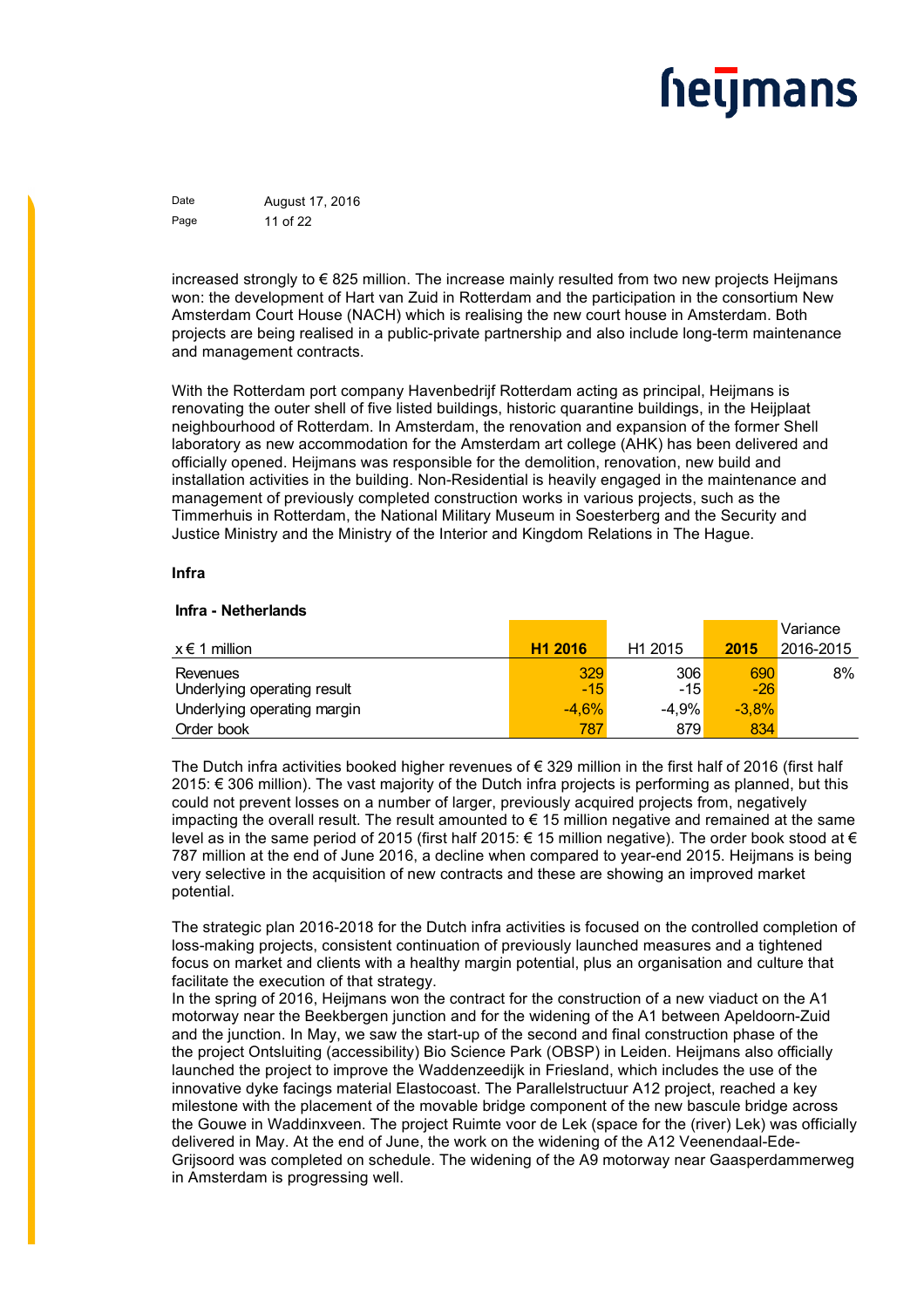increased strongly to € 825 million. The increase mainly resulted from two new projects Heijmans won: the development of Hart van Zuid in Rotterdam and the participation in the consortium New Amsterdam Court House (NACH) which is realising the new court house in Amsterdam. Both projects are being realised in a public-private partnership and also include long-term maintenance and management contracts.

With the Rotterdam port company Havenbedrijf Rotterdam acting as principal, Heijmans is renovating the outer shell of five listed buildings, historic quarantine buildings, in the Heijplaat neighbourhood of Rotterdam. In Amsterdam, the renovation and expansion of the former Shell laboratory as new accommodation for the Amsterdam art college (AHK) has been delivered and officially opened. Heijmans was responsible for the demolition, renovation, new build and installation activities in the building. Non-Residential is heavily engaged in the maintenance and management of previously completed construction works in various projects, such as the Timmerhuis in Rotterdam, the National Military Museum in Soesterberg and the Security and Justice Ministry and the Ministry of the Interior and Kingdom Relations in The Hague.

### Infra

#### Infra - Netherlands

| x € 1 million | **H1 2016** | H1 2015 | **2015** | Variance 2016-2015 |
|---|---|---|---|---|
| Revenues | 329 | 306 | 690 | 8% |
| Underlying operating result | -15 | -15 | -26 | |
| Underlying operating margin | -4,6% | -4,9% | -3,8% | |
| Order book | 787 | 879 | 834 | |

The Dutch infra activities booked higher revenues of € 329 million in the first half of 2016 (first half 2015: € 306 million). The vast majority of the Dutch infra projects is performing as planned, but this could not prevent losses on a number of larger, previously acquired projects from, negatively impacting the overall result. The result amounted to € 15 million negative and remained at the same level as in the same period of 2015 (first half 2015: € 15 million negative). The order book stood at € 787 million at the end of June 2016, a decline when compared to year-end 2015. Heijmans is being very selective in the acquisition of new contracts and these are showing an improved market potential.

The strategic plan 2016-2018 for the Dutch infra activities is focused on the controlled completion of loss-making projects, consistent continuation of previously launched measures and a tightened focus on market and clients with a healthy margin potential, plus an organisation and culture that facilitate the execution of that strategy.
In the spring of 2016, Heijmans won the contract for the construction of a new viaduct on the A1 motorway near the Beekbergen junction and for the widening of the A1 between Apeldoorn-Zuid and the junction. In May, we saw the start-up of the second and final construction phase of the the project Ontsluiting (accessibility) Bio Science Park (OBSP) in Leiden. Heijmans also officially launched the project to improve the Waddenzeedijk in Friesland, which includes the use of the innovative dyke facings material Elastocoast. The Parallelstructuur A12 project, reached a key milestone with the placement of the movable bridge component of the new bascule bridge across the Gouwe in Waddinxveen. The project Ruimte voor de Lek (space for the (river) Lek) was officially delivered in May. At the end of June, the work on the widening of the A12 Veenendaal-Ede-Grijsoord was completed on schedule. The widening of the A9 motorway near Gaasperdammerweg in Amsterdam is progressing well.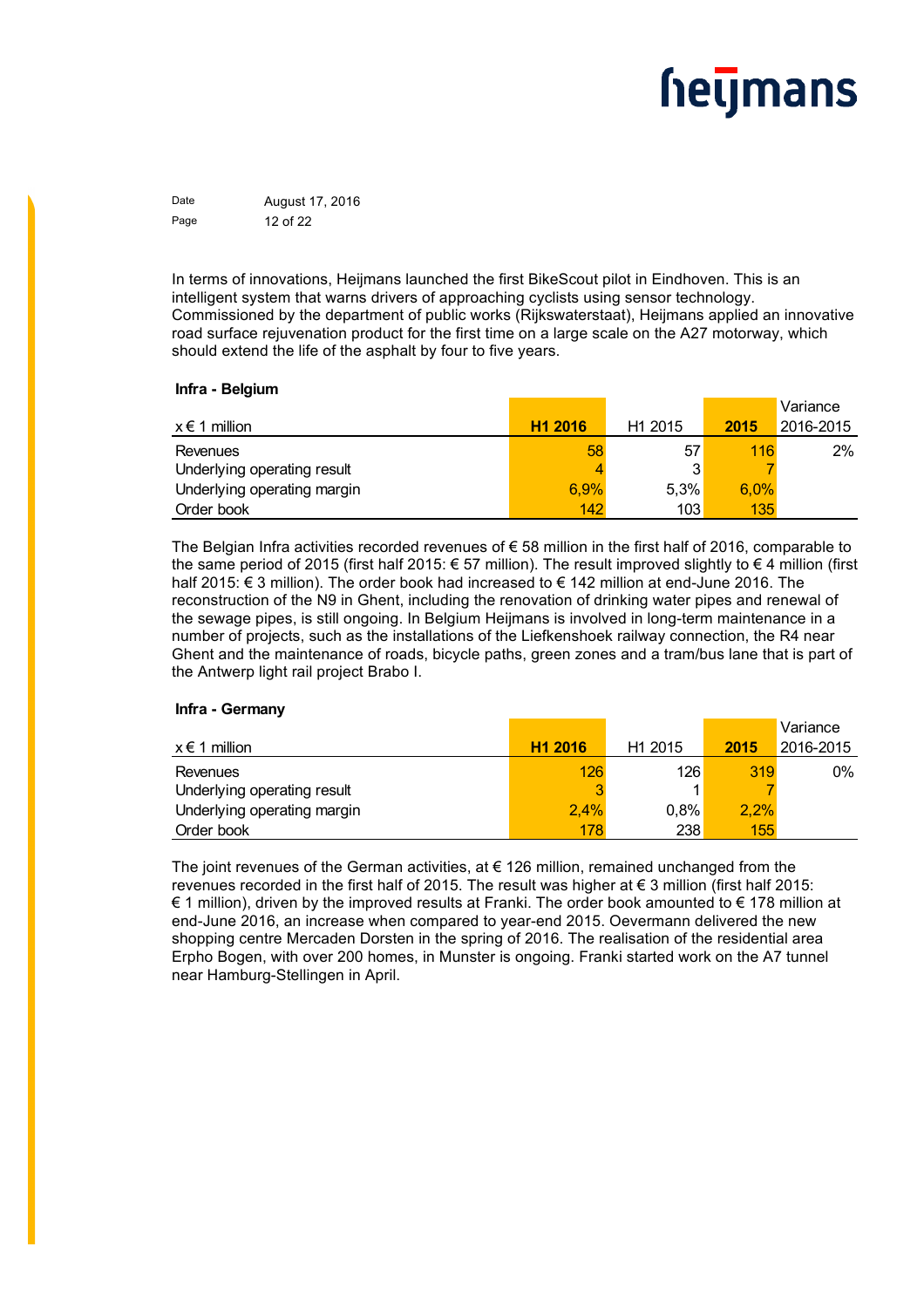In terms of innovations, Heijmans launched the first BikeScout pilot in Eindhoven. This is an intelligent system that warns drivers of approaching cyclists using sensor technology. Commissioned by the department of public works (Rijkswaterstaat), Heijmans applied an innovative road surface rejuvenation product for the first time on a large scale on the A27 motorway, which should extend the life of the asphalt by four to five years.

**Infra - Belgium**

| x € 1 million | H1 2016 | H1 2015 | 2015 | Variance 2016-2015 |
|---|---|---|---|---|
| Revenues | 58 | 57 | 116 | 2% |
| Underlying operating result | 4 | 3 | 7 | |
| Underlying operating margin | 6,9% | 5,3% | 6,0% | |
| Order book | 142 | 103 | 135 | |

The Belgian Infra activities recorded revenues of € 58 million in the first half of 2016, comparable to the same period of 2015 (first half 2015: € 57 million). The result improved slightly to € 4 million (first half 2015: € 3 million). The order book had increased to € 142 million at end-June 2016. The reconstruction of the N9 in Ghent, including the renovation of drinking water pipes and renewal of the sewage pipes, is still ongoing. In Belgium Heijmans is involved in long-term maintenance in a number of projects, such as the installations of the Liefkenshoek railway connection, the R4 near Ghent and the maintenance of roads, bicycle paths, green zones and a tram/bus lane that is part of the Antwerp light rail project Brabo I.

**Infra - Germany**

| x € 1 million | H1 2016 | H1 2015 | 2015 | Variance 2016-2015 |
|---|---|---|---|---|
| Revenues | 126 | 126 | 319 | 0% |
| Underlying operating result | 3 | 1 | 7 | |
| Underlying operating margin | 2,4% | 0,8% | 2,2% | |
| Order book | 178 | 238 | 155 | |

The joint revenues of the German activities, at € 126 million, remained unchanged from the revenues recorded in the first half of 2015. The result was higher at € 3 million (first half 2015: € 1 million), driven by the improved results at Franki. The order book amounted to € 178 million at end-June 2016, an increase when compared to year-end 2015. Oevermann delivered the new shopping centre Mercaden Dorsten in the spring of 2016. The realisation of the residential area Erpho Bogen, with over 200 homes, in Munster is ongoing. Franki started work on the A7 tunnel near Hamburg-Stellingen in April.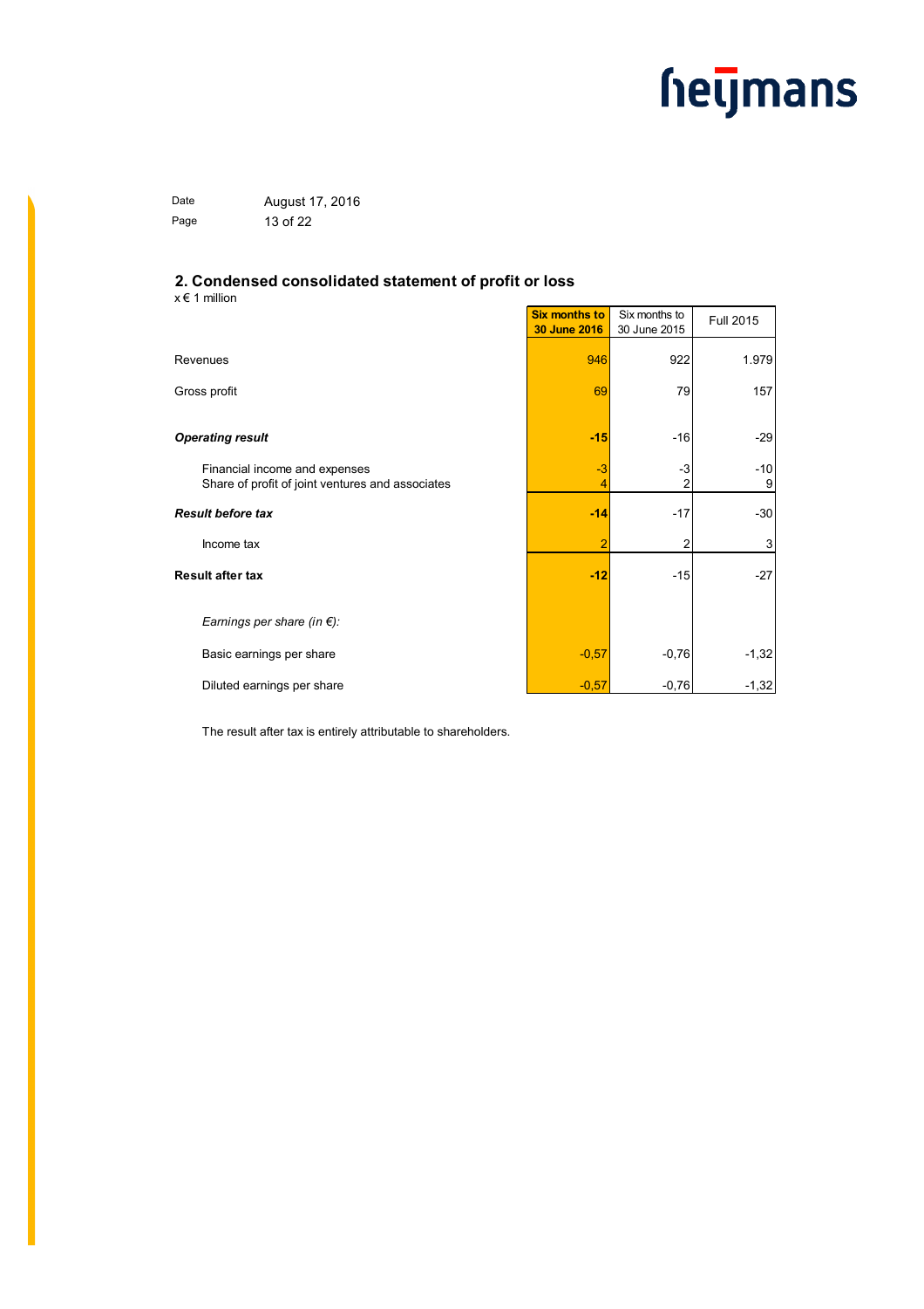## 2. Condensed consolidated statement of profit or loss

x € 1 million

| | **Six months to 30 June 2016** | Six months to 30 June 2015 | Full 2015 |
|---|---|---|---|
| Revenues | 946 | 922 | 1.979 |
| Gross profit | 69 | 79 | 157 |
| ***Operating result*** | **-15** | -16 | -29 |
| Financial income and expenses | -3 | -3 | -10 |
| Share of profit of joint ventures and associates | 4 | 2 | 9 |
| ***Result before tax*** | **-14** | -17 | -30 |
| Income tax | 2 | 2 | 3 |
| **Result after tax** | **-12** | -15 | -27 |
| *Earnings per share (in €):* | | | |
| Basic earnings per share | -0,57 | -0,76 | -1,32 |
| Diluted earnings per share | -0,57 | -0,76 | -1,32 |

The result after tax is entirely attributable to shareholders.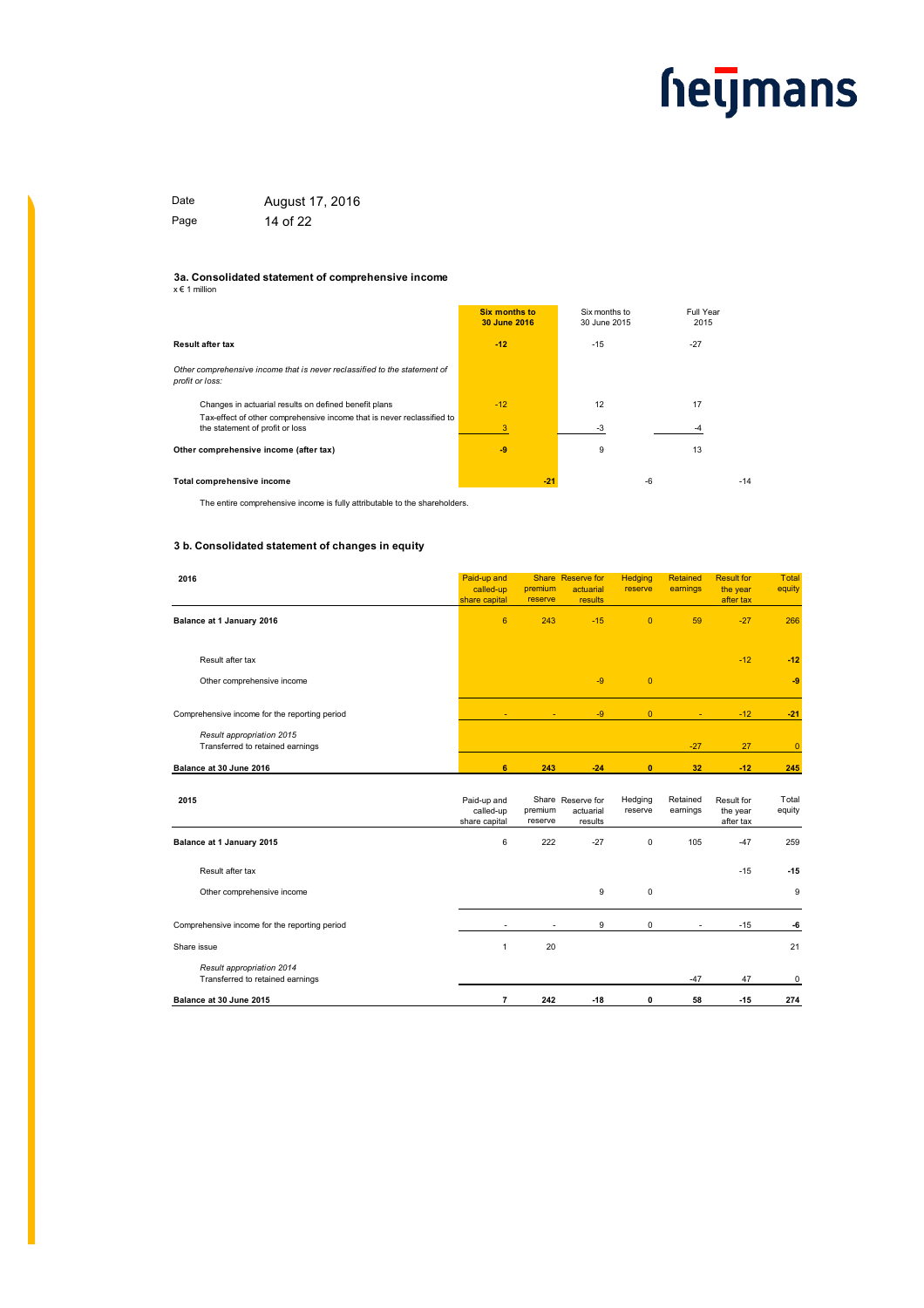Date August 17, 2016

### 3a. Consolidated statement of comprehensive income

x € 1 million

| | **Six months to 30 June 2016** | Six months to 30 June 2015 | Full Year 2015 |
|---|---|---|---|
| **Result after tax** | **-12** | -15 | -27 |
| *Other comprehensive income that is never reclassified to the statement of profit or loss:* | | | |
| Changes in actuarial results on defined benefit plans | -12 | 12 | 17 |
| Tax-effect of other comprehensive income that is never reclassified to the statement of profit or loss | 3 | -3 | -4 |
| **Other comprehensive income (after tax)** | **-9** | 9 | 13 |
| **Total comprehensive income** | **-21** | -6 | -14 |

The entire comprehensive income is fully attributable to the shareholders.

### 3 b. Consolidated statement of changes in equity

| **2016** | Paid-up and called-up share capital | Share premium reserve | Reserve for actuarial results | Hedging reserve | Retained earnings | Result for the year after tax | Total equity |
|---|---|---|---|---|---|---|---|
| **Balance at 1 January 2016** | 6 | 243 | -15 | 0 | 59 | -27 | 266 |
| Result after tax | | | | | | -12 | **-12** |
| Other comprehensive income | | | -9 | 0 | | | **-9** |
| Comprehensive income for the reporting period | - | - | -9 | 0 | - | -12 | **-21** |
| *Result appropriation 2015* Transferred to retained earnings | | | | | -27 | 27 | 0 |
| **Balance at 30 June 2016** | **6** | **243** | **-24** | **0** | **32** | **-12** | **245** |

| **2015** | Paid-up and called-up share capital | Share premium reserve | Reserve for actuarial results | Hedging reserve | Retained earnings | Result for the year after tax | Total equity |
|---|---|---|---|---|---|---|---|
| **Balance at 1 January 2015** | 6 | 222 | -27 | 0 | 105 | -47 | 259 |
| Result after tax | | | | | | -15 | **-15** |
| Other comprehensive income | | | 9 | 0 | | | 9 |
| Comprehensive income for the reporting period | - | - | 9 | 0 | - | -15 | **-6** |
| Share issue | 1 | 20 | | | | | 21 |
| *Result appropriation 2014* Transferred to retained earnings | | | | | -47 | 47 | 0 |
| **Balance at 30 June 2015** | **7** | **242** | **-18** | **0** | **58** | **-15** | **274** |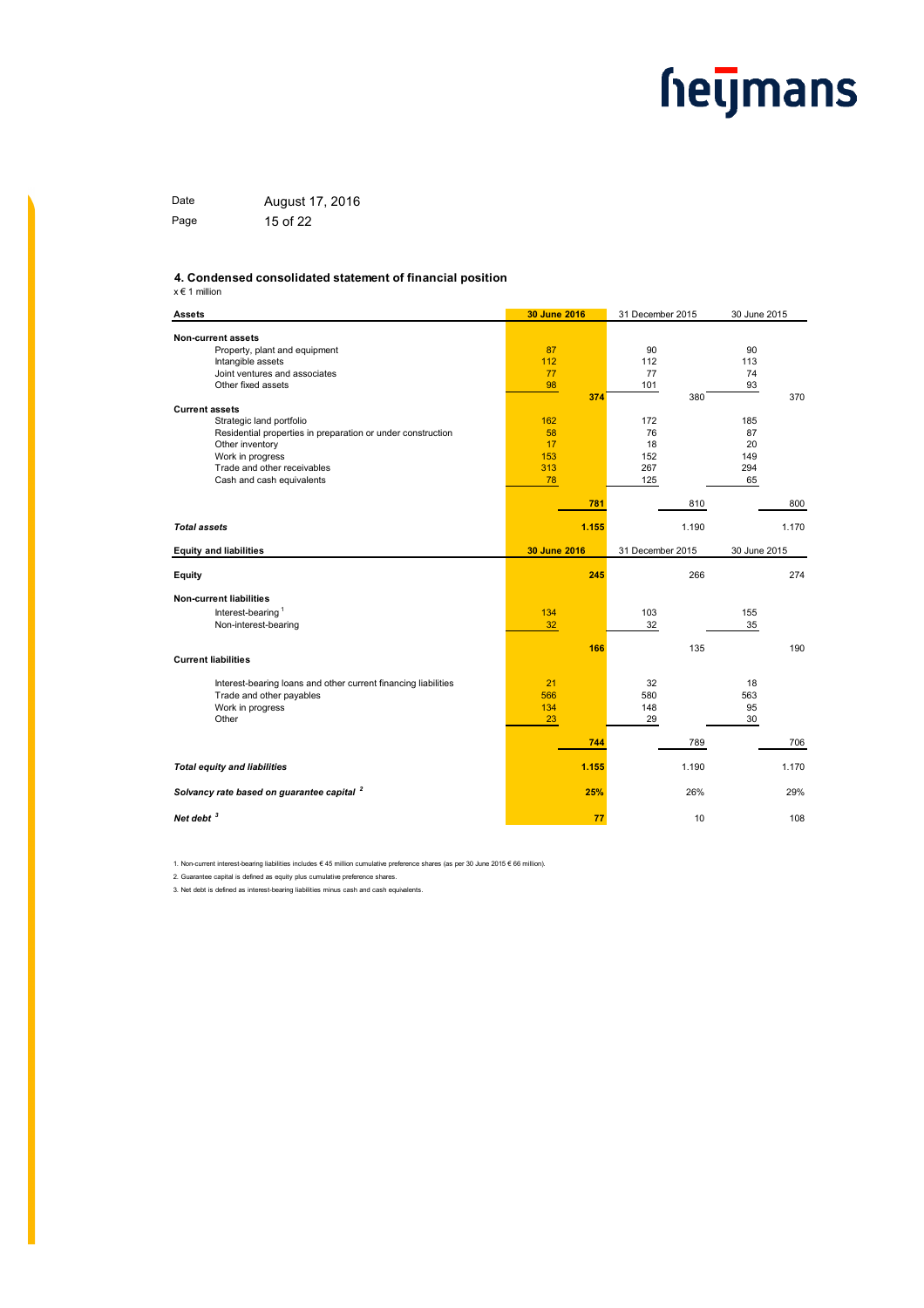### 4. Condensed consolidated statement of financial position

x € 1 million

| Assets | 30 June 2016 | | 31 December 2015 | | 30 June 2015 | |
|---|---|---|---|---|---|---|
| **Non-current assets** | | | | | | |
| Property, plant and equipment | 87 | | 90 | | 90 | |
| Intangible assets | 112 | | 112 | | 113 | |
| Joint ventures and associates | 77 | | 77 | | 74 | |
| Other fixed assets | 98 | | 101 | | 93 | |
| | | 374 | | 380 | | 370 |
| **Current assets** | | | | | | |
| Strategic land portfolio | 162 | | 172 | | 185 | |
| Residential properties in preparation or under construction | 58 | | 76 | | 87 | |
| Other inventory | 17 | | 18 | | 20 | |
| Work in progress | 153 | | 152 | | 149 | |
| Trade and other receivables | 313 | | 267 | | 294 | |
| Cash and cash equivalents | 78 | | 125 | | 65 | |
| | | 781 | | 810 | | 800 |
| ***Total assets*** | | 1.155 | | 1.190 | | 1.170 |

| Equity and liabilities | 30 June 2016 | | 31 December 2015 | | 30 June 2015 | |
|---|---|---|---|---|---|---|
| **Equity** | | 245 | | 266 | | 274 |
| **Non-current liabilities** | | | | | | |
| Interest-bearing [1] | 134 | | 103 | | 155 | |
| Non-interest-bearing | 32 | | 32 | | 35 | |
| | | 166 | | 135 | | 190 |
| **Current liabilities** | | | | | | |
| Interest-bearing loans and other current financing liabilities | 21 | | 32 | | 18 | |
| Trade and other payables | 566 | | 580 | | 563 | |
| Work in progress | 134 | | 148 | | 95 | |
| Other | 23 | | 29 | | 30 | |
| | | 744 | | 789 | | 706 |
| ***Total equity and liabilities*** | | 1.155 | | 1.190 | | 1.170 |
| ***Solvancy rate based on guarantee capital [2]*** | | 25% | | 26% | | 29% |
| ***Net debt [3]*** | | 77 | | 10 | | 108 |

1. Non-current interest-bearing liabilities includes € 45 million cumulative preference shares (as per 30 June 2015 € 66 million).

2. Guarantee capital is defined as equity plus cumulative preference shares.

3. Net debt is defined as interest-bearing liabilities minus cash and cash equivalents.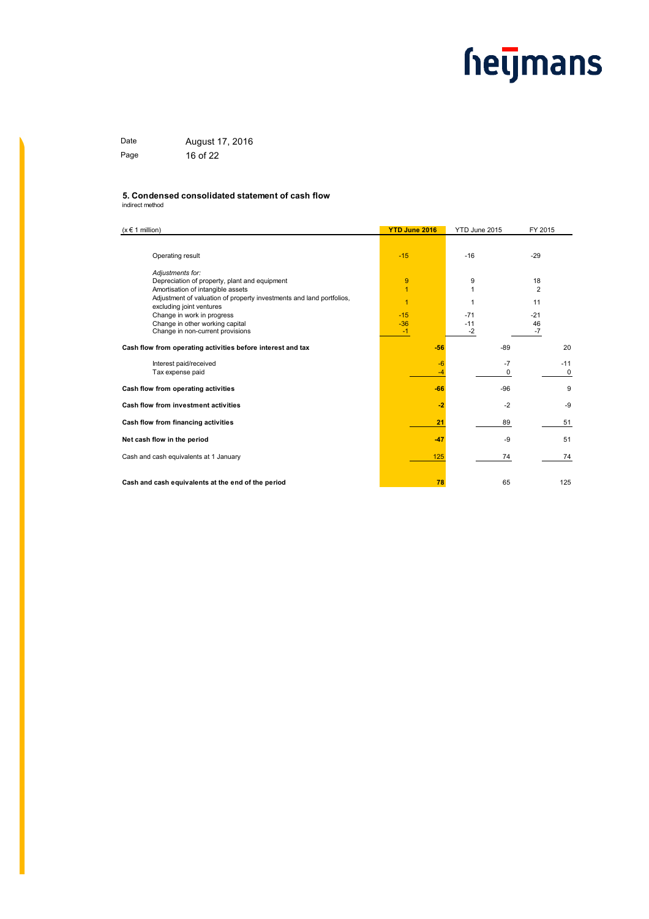Date August 17, 2016

## 5. Condensed consolidated statement of cash flow

indirect method

| (x € 1 million) | YTD June 2016 | YTD June 2015 | FY 2015 |
|---|---|---|---|
| Operating result | -15 | -16 | -29 |
| *Adjustments for:* | | | |
| Depreciation of property, plant and equipment | 9 | 9 | 18 |
| Amortisation of intangible assets | 1 | 1 | 2 |
| Adjustment of valuation of property investments and land portfolios, excluding joint ventures | 1 | 1 | 11 |
| Change in work in progress | -15 | -71 | -21 |
| Change in other working capital | -36 | -11 | 46 |
| Change in non-current provisions | -1 | -2 | -7 |
| **Cash flow from operating activities before interest and tax** | **-56** | -89 | 20 |
| Interest paid/received | -6 | -7 | -11 |
| Tax expense paid | -4 | 0 | 0 |
| **Cash flow from operating activities** | **-66** | -96 | 9 |
| **Cash flow from investment activities** | **-2** | -2 | -9 |
| **Cash flow from financing activities** | **21** | 89 | 51 |
| **Net cash flow in the period** | **-47** | -9 | 51 |
| Cash and cash equivalents at 1 January | 125 | 74 | 74 |
| **Cash and cash equivalents at the end of the period** | **78** | 65 | 125 |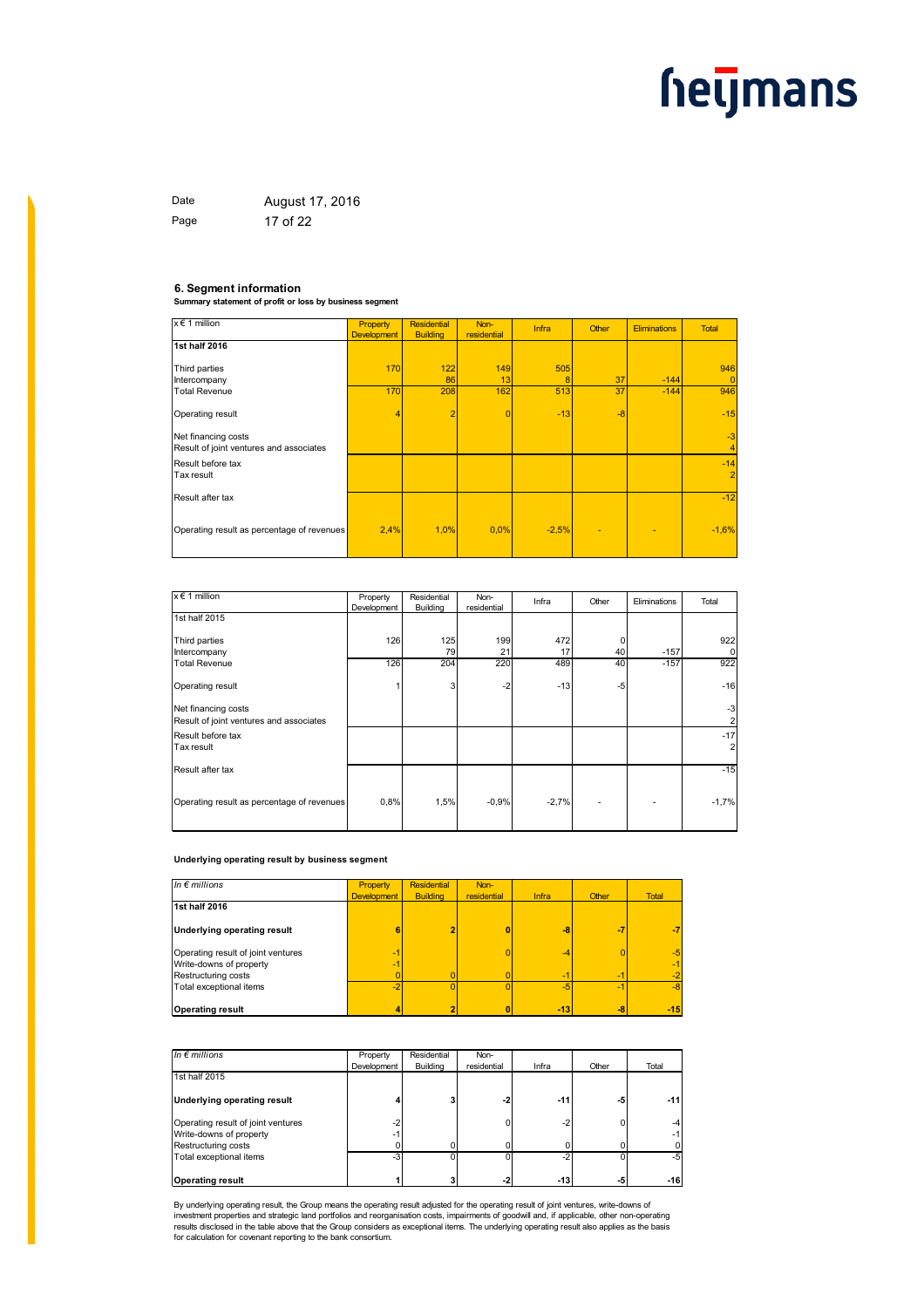## 6. Segment information

**Summary statement of profit or loss by business segment**

| x € 1 million | Property Development | Residential Building | Non-residential | Infra | Other | Eliminations | Total |
|---|---|---|---|---|---|---|---|
| **1st half 2016** | | | | | | | |
| Third parties | 170 | 122 | 149 | 505 | | | 946 |
| Intercompany | | 86 | 13 | 8 | 37 | -144 | 0 |
| Total Revenue | 170 | 208 | 162 | 513 | 37 | -144 | 946 |
| Operating result | 4 | 2 | 0 | -13 | -8 | | -15 |
| Net financing costs | | | | | | | -3 |
| Result of joint ventures and associates | | | | | | | 4 |
| Result before tax | | | | | | | -14 |
| Tax result | | | | | | | 2 |
| Result after tax | | | | | | | -12 |
| Operating result as percentage of revenues | 2,4% | 1,0% | 0,0% | -2,5% | - | - | -1,6% |

| x € 1 million | Property Development | Residential Building | Non-residential | Infra | Other | Eliminations | Total |
|---|---|---|---|---|---|---|---|
| 1st half 2015 | | | | | | | |
| Third parties | 126 | 125 | 199 | 472 | 0 | | 922 |
| Intercompany | | 79 | 21 | 17 | 40 | -157 | 0 |
| Total Revenue | 126 | 204 | 220 | 489 | 40 | -157 | 922 |
| Operating result | 1 | 3 | -2 | -13 | -5 | | -16 |
| Net financing costs | | | | | | | -3 |
| Result of joint ventures and associates | | | | | | | 2 |
| Result before tax | | | | | | | -17 |
| Tax result | | | | | | | 2 |
| Result after tax | | | | | | | -15 |
| Operating result as percentage of revenues | 0,8% | 1,5% | -0,9% | -2,7% | - | - | -1,7% |

**Underlying operating result by business segment**

| *In € millions* | Property Development | Residential Building | Non-residential | Infra | Other | Total |
|---|---|---|---|---|---|---|
| **1st half 2016** | | | | | | |
| **Underlying operating result** | 6 | 2 | 0 | -8 | -7 | -7 |
| Operating result of joint ventures | -1 | | 0 | -4 | 0 | -5 |
| Write-downs of property | -1 | | | | | -1 |
| Restructuring costs | 0 | 0 | 0 | -1 | -1 | -2 |
| Total exceptional items | -2 | 0 | 0 | -5 | -1 | -8 |
| **Operating result** | 4 | 2 | 0 | -13 | -8 | -15 |

| *In € millions* | Property Development | Residential Building | Non-residential | Infra | Other | Total |
|---|---|---|---|---|---|---|
| 1st half 2015 | | | | | | |
| **Underlying operating result** | 4 | 3 | -2 | -11 | -5 | -11 |
| Operating result of joint ventures | -2 | | 0 | -2 | 0 | -4 |
| Write-downs of property | -1 | | | | | -1 |
| Restructuring costs | 0 | 0 | 0 | 0 | 0 | 0 |
| Total exceptional items | -3 | 0 | 0 | -2 | 0 | -5 |
| **Operating result** | 1 | 3 | -2 | -13 | -5 | -16 |

By underlying operating result, the Group means the operating result adjusted for the operating result of joint ventures, write-downs of investment properties and strategic land portfolios and reorganisation costs, impairments of goodwill and, if applicable, other non-operating results disclosed in the table above that the Group considers as exceptional items. The underlying operating result also applies as the basis for calculation for covenant reporting to the bank consortium.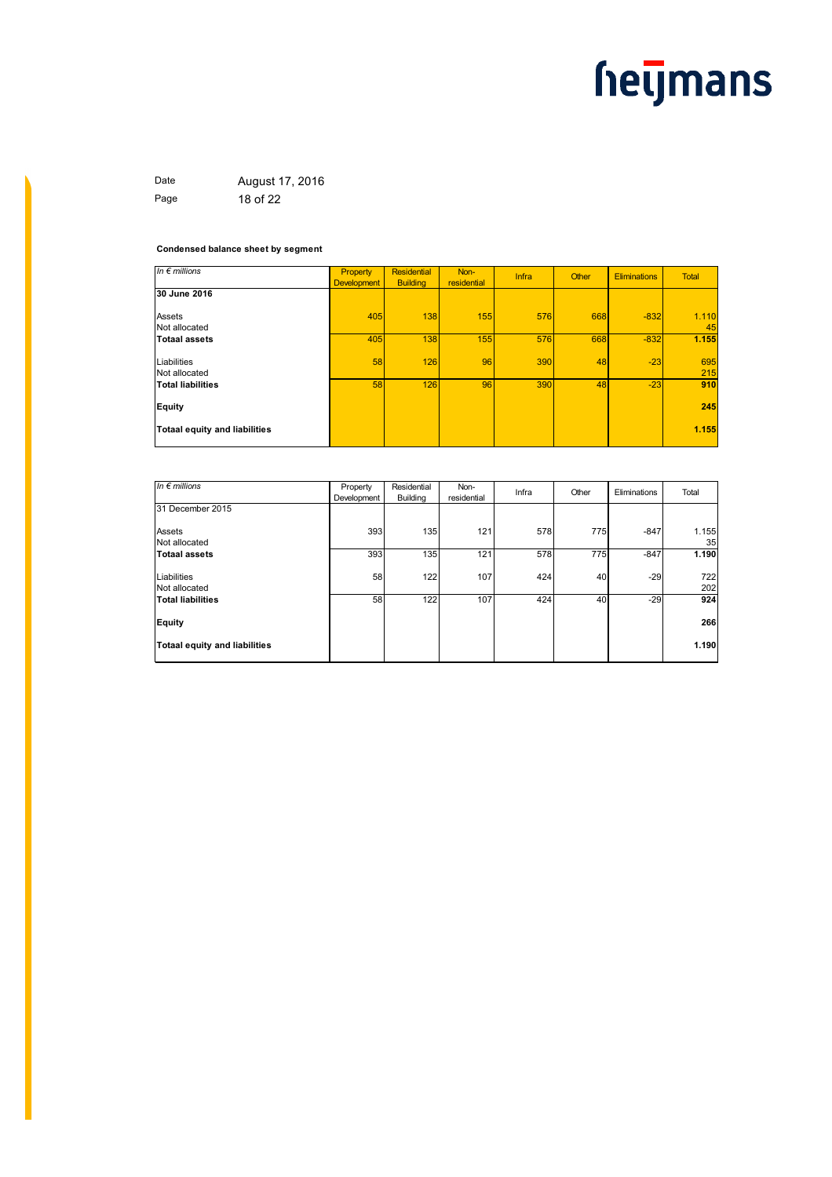**Condensed balance sheet by segment**

| *In € millions* | Property Development | Residential Building | Non-residential | Infra | Other | Eliminations | Total |
|---|---|---|---|---|---|---|---|
| **30 June 2016** | | | | | | | |
| Assets | 405 | 138 | 155 | 576 | 668 | -832 | 1.110 |
| Not allocated | | | | | | | 45 |
| **Totaal assets** | 405 | 138 | 155 | 576 | 668 | -832 | **1.155** |
| Liabilities | 58 | 126 | 96 | 390 | 48 | -23 | 695 |
| Not allocated | | | | | | | 215 |
| **Total liabilities** | 58 | 126 | 96 | 390 | 48 | -23 | **910** |
| **Equity** | | | | | | | **245** |
| **Totaal equity and liabilities** | | | | | | | **1.155** |

| *In € millions* | Property Development | Residential Building | Non-residential | Infra | Other | Eliminations | Total |
|---|---|---|---|---|---|---|---|
| 31 December 2015 | | | | | | | |
| Assets | 393 | 135 | 121 | 578 | 775 | -847 | 1.155 |
| Not allocated | | | | | | | 35 |
| **Totaal assets** | 393 | 135 | 121 | 578 | 775 | -847 | **1.190** |
| Liabilities | 58 | 122 | 107 | 424 | 40 | -29 | 722 |
| Not allocated | | | | | | | 202 |
| **Total liabilities** | 58 | 122 | 107 | 424 | 40 | -29 | **924** |
| **Equity** | | | | | | | **266** |
| **Totaal equity and liabilities** | | | | | | | **1.190** |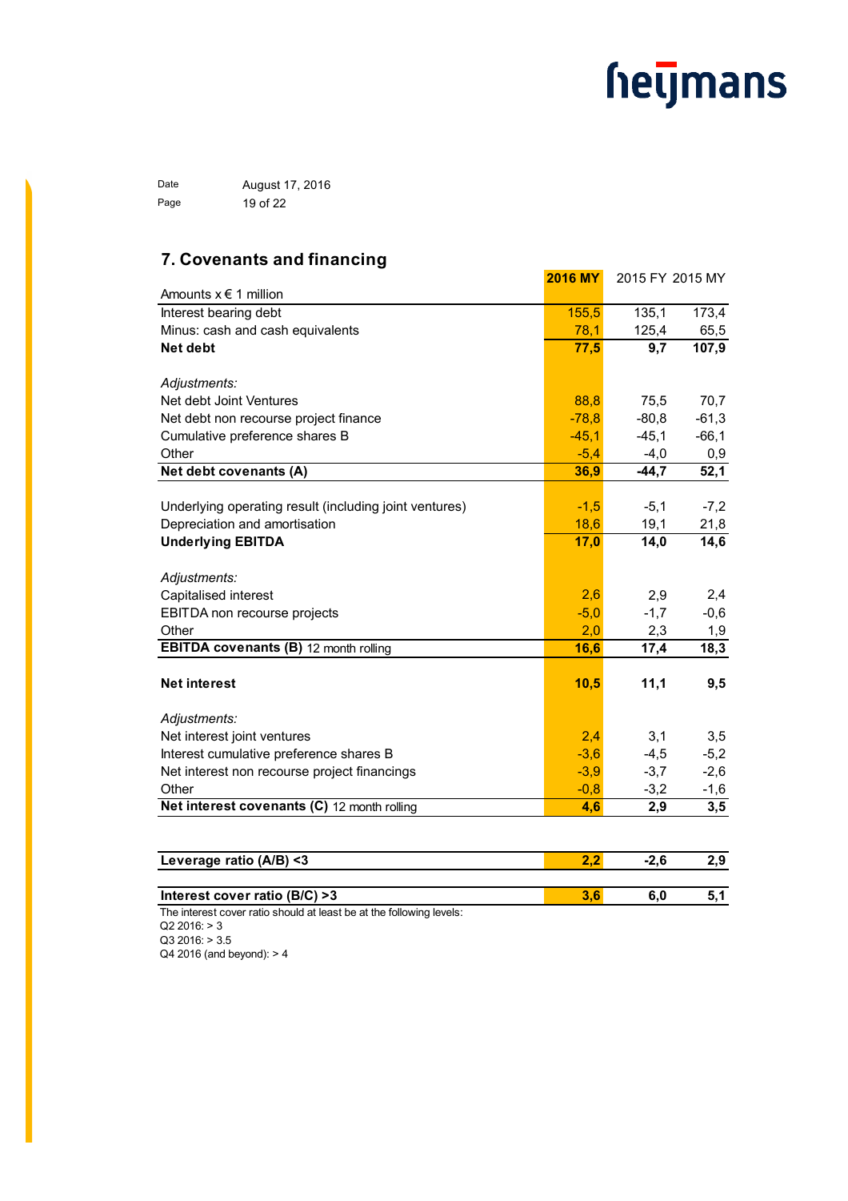## 7. Covenants and financing

| Amounts x € 1 million | **2016 MY** | 2015 FY | 2015 MY |
|---|---|---|---|
| Interest bearing debt | 155,5 | 135,1 | 173,4 |
| Minus: cash and cash equivalents | 78,1 | 125,4 | 65,5 |
| **Net debt** | **77,5** | **9,7** | **107,9** |
| | | | |
| *Adjustments:* | | | |
| Net debt Joint Ventures | 88,8 | 75,5 | 70,7 |
| Net debt non recourse project finance | -78,8 | -80,8 | -61,3 |
| Cumulative preference shares B | -45,1 | -45,1 | -66,1 |
| Other | -5,4 | -4,0 | 0,9 |
| **Net debt covenants (A)** | **36,9** | **-44,7** | **52,1** |
| | | | |
| Underlying operating result (including joint ventures) | -1,5 | -5,1 | -7,2 |
| Depreciation and amortisation | 18,6 | 19,1 | 21,8 |
| **Underlying EBITDA** | **17,0** | **14,0** | **14,6** |
| | | | |
| *Adjustments:* | | | |
| Capitalised interest | 2,6 | 2,9 | 2,4 |
| EBITDA non recourse projects | -5,0 | -1,7 | -0,6 |
| Other | 2,0 | 2,3 | 1,9 |
| **EBITDA covenants (B)** 12 month rolling | **16,6** | **17,4** | **18,3** |
| | | | |
| **Net interest** | **10,5** | **11,1** | **9,5** |
| | | | |
| *Adjustments:* | | | |
| Net interest joint ventures | 2,4 | 3,1 | 3,5 |
| Interest cumulative preference shares B | -3,6 | -4,5 | -5,2 |
| Net interest non recourse project financings | -3,9 | -3,7 | -2,6 |
| Other | -0,8 | -3,2 | -1,6 |
| **Net interest covenants (C)** 12 month rolling | **4,6** | **2,9** | **3,5** |
| | | | |
| **Leverage ratio (A/B) <3** | **2,2** | **-2,6** | **2,9** |
| | | | |
| **Interest cover ratio (B/C) >3** | **3,6** | **6,0** | **5,1** |

The interest cover ratio should at least be at the following levels:
Q2 2016: > 3
Q3 2016: > 3.5
Q4 2016 (and beyond): > 4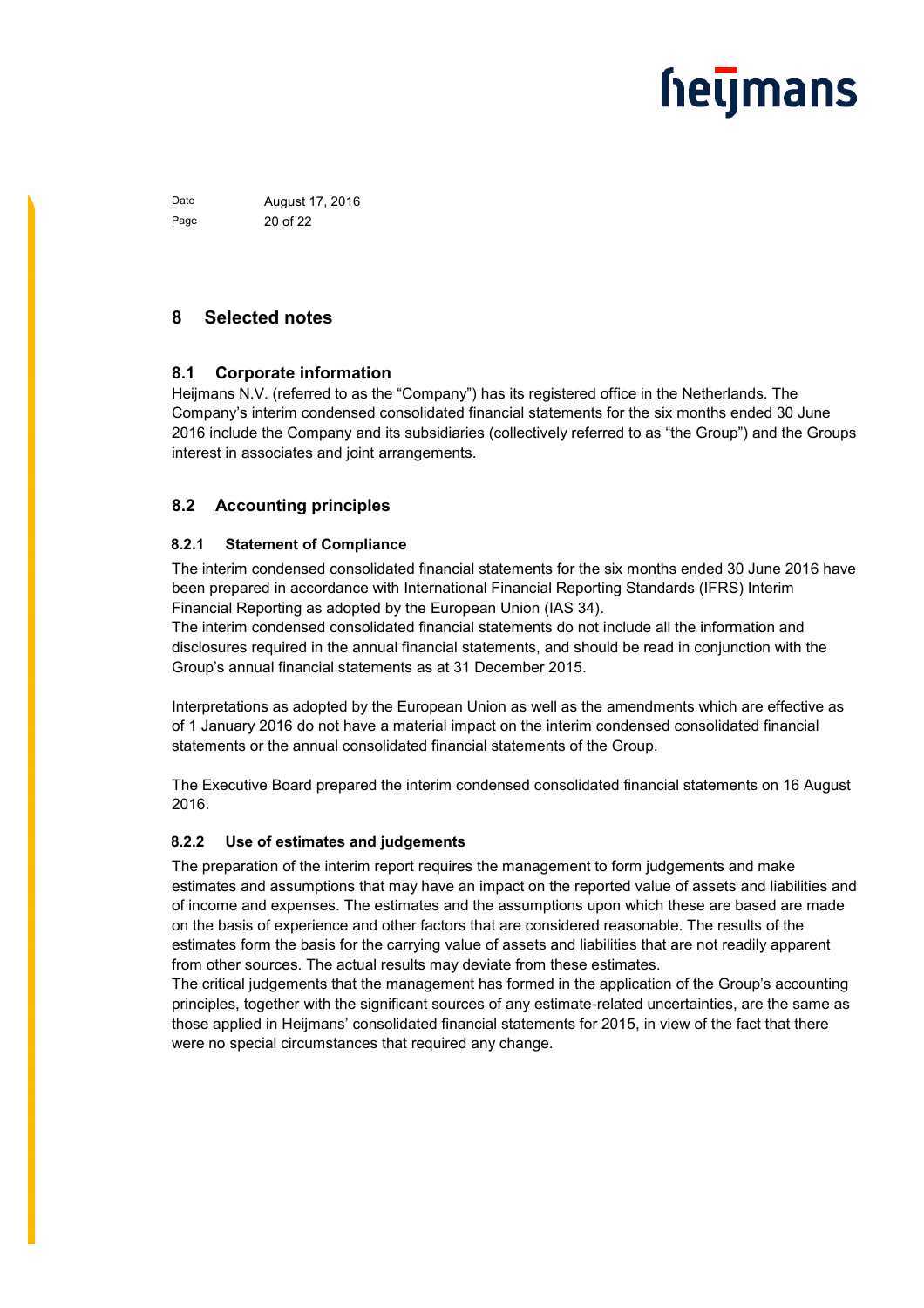# 8 Selected notes

## 8.1 Corporate information

Heijmans N.V. (referred to as the “Company”) has its registered office in the Netherlands. The Company’s interim condensed consolidated financial statements for the six months ended 30 June 2016 include the Company and its subsidiaries (collectively referred to as “the Group”) and the Groups interest in associates and joint arrangements.

## 8.2 Accounting principles

### 8.2.1 Statement of Compliance

The interim condensed consolidated financial statements for the six months ended 30 June 2016 have been prepared in accordance with International Financial Reporting Standards (IFRS) Interim Financial Reporting as adopted by the European Union (IAS 34).
The interim condensed consolidated financial statements do not include all the information and disclosures required in the annual financial statements, and should be read in conjunction with the Group’s annual financial statements as at 31 December 2015.

Interpretations as adopted by the European Union as well as the amendments which are effective as of 1 January 2016 do not have a material impact on the interim condensed consolidated financial statements or the annual consolidated financial statements of the Group.

The Executive Board prepared the interim condensed consolidated financial statements on 16 August 2016.

### 8.2.2 Use of estimates and judgements

The preparation of the interim report requires the management to form judgements and make estimates and assumptions that may have an impact on the reported value of assets and liabilities and of income and expenses. The estimates and the assumptions upon which these are based are made on the basis of experience and other factors that are considered reasonable. The results of the estimates form the basis for the carrying value of assets and liabilities that are not readily apparent from other sources. The actual results may deviate from these estimates.
The critical judgements that the management has formed in the application of the Group’s accounting principles, together with the significant sources of any estimate-related uncertainties, are the same as those applied in Heijmans’ consolidated financial statements for 2015, in view of the fact that there were no special circumstances that required any change.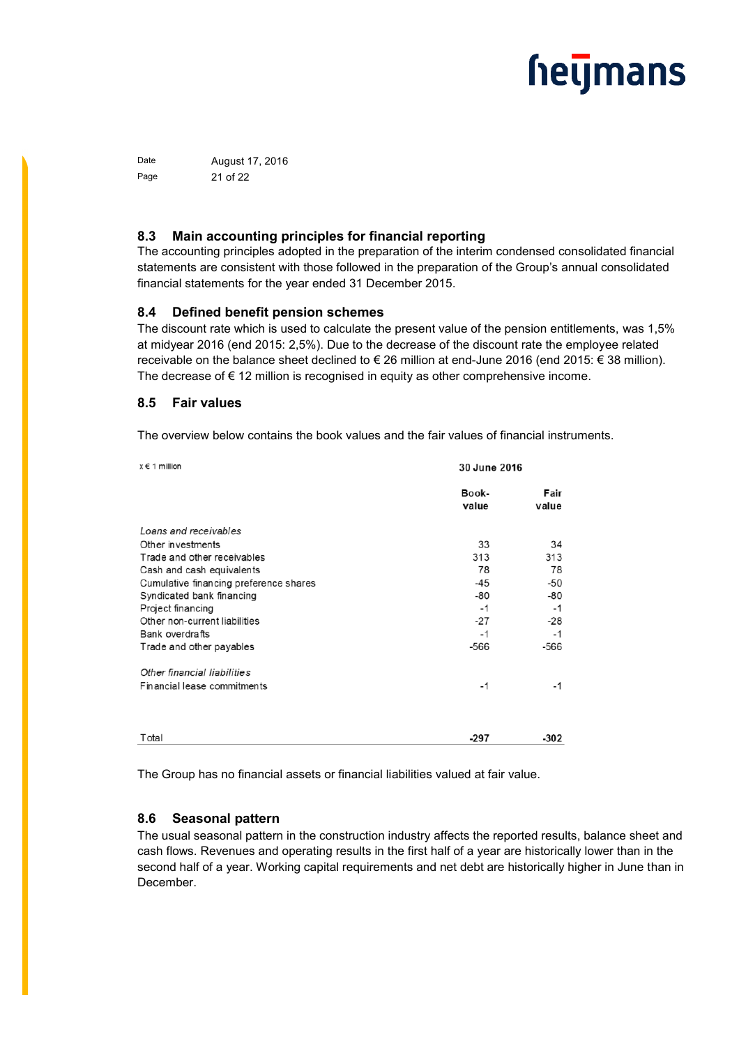## 8.3 Main accounting principles for financial reporting

The accounting principles adopted in the preparation of the interim condensed consolidated financial statements are consistent with those followed in the preparation of the Group's annual consolidated financial statements for the year ended 31 December 2015.

## 8.4 Defined benefit pension schemes

The discount rate which is used to calculate the present value of the pension entitlements, was 1,5% at midyear 2016 (end 2015: 2,5%). Due to the decrease of the discount rate the employee related receivable on the balance sheet declined to € 26 million at end-June 2016 (end 2015: € 38 million). The decrease of € 12 million is recognised in equity as other comprehensive income.

## 8.5 Fair values

The overview below contains the book values and the fair values of financial instruments.

| x € 1 million | 30 June 2016 | |
|---|---|---|
| | Book-value | Fair value |
| *Loans and receivables* | | |
| Other investments | 33 | 34 |
| Trade and other receivables | 313 | 313 |
| Cash and cash equivalents | 78 | 78 |
| Cumulative financing preference shares | -45 | -50 |
| Syndicated bank financing | -80 | -80 |
| Project financing | -1 | -1 |
| Other non-current liabilities | -27 | -28 |
| Bank overdrafts | -1 | -1 |
| Trade and other payables | -566 | -566 |
| *Other financial liabilities* | | |
| Financial lease commitments | -1 | -1 |
| Total | **-297** | **-302** |

The Group has no financial assets or financial liabilities valued at fair value.

## 8.6 Seasonal pattern

The usual seasonal pattern in the construction industry affects the reported results, balance sheet and cash flows. Revenues and operating results in the first half of a year are historically lower than in the second half of a year. Working capital requirements and net debt are historically higher in June than in December.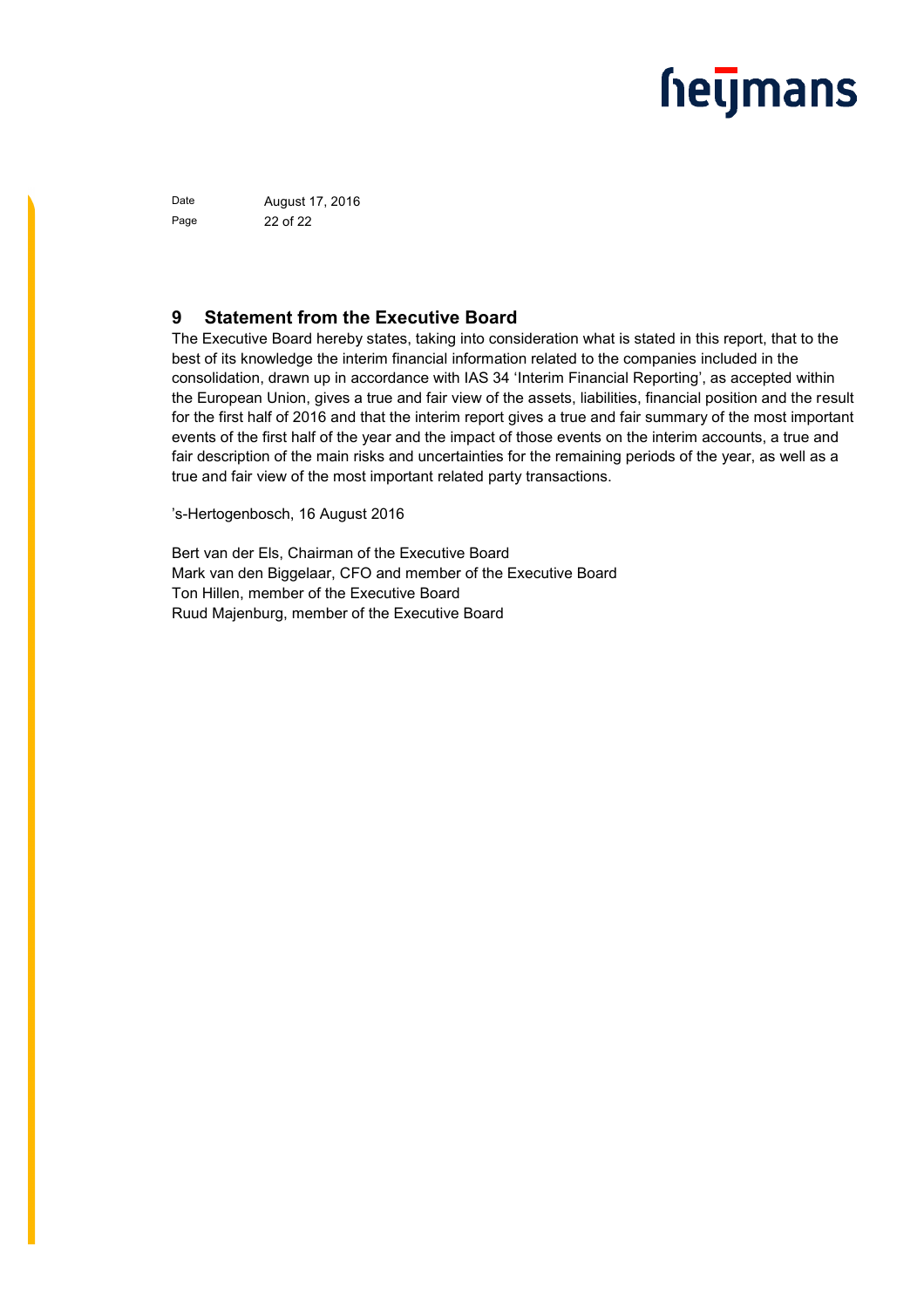## 9 Statement from the Executive Board

The Executive Board hereby states, taking into consideration what is stated in this report, that to the best of its knowledge the interim financial information related to the companies included in the consolidation, drawn up in accordance with IAS 34 'Interim Financial Reporting', as accepted within the European Union, gives a true and fair view of the assets, liabilities, financial position and the result for the first half of 2016 and that the interim report gives a true and fair summary of the most important events of the first half of the year and the impact of those events on the interim accounts, a true and fair description of the main risks and uncertainties for the remaining periods of the year, as well as a true and fair view of the most important related party transactions.

's-Hertogenbosch, 16 August 2016

Bert van der Els, Chairman of the Executive Board
Mark van den Biggelaar, CFO and member of the Executive Board
Ton Hillen, member of the Executive Board
Ruud Majenburg, member of the Executive Board